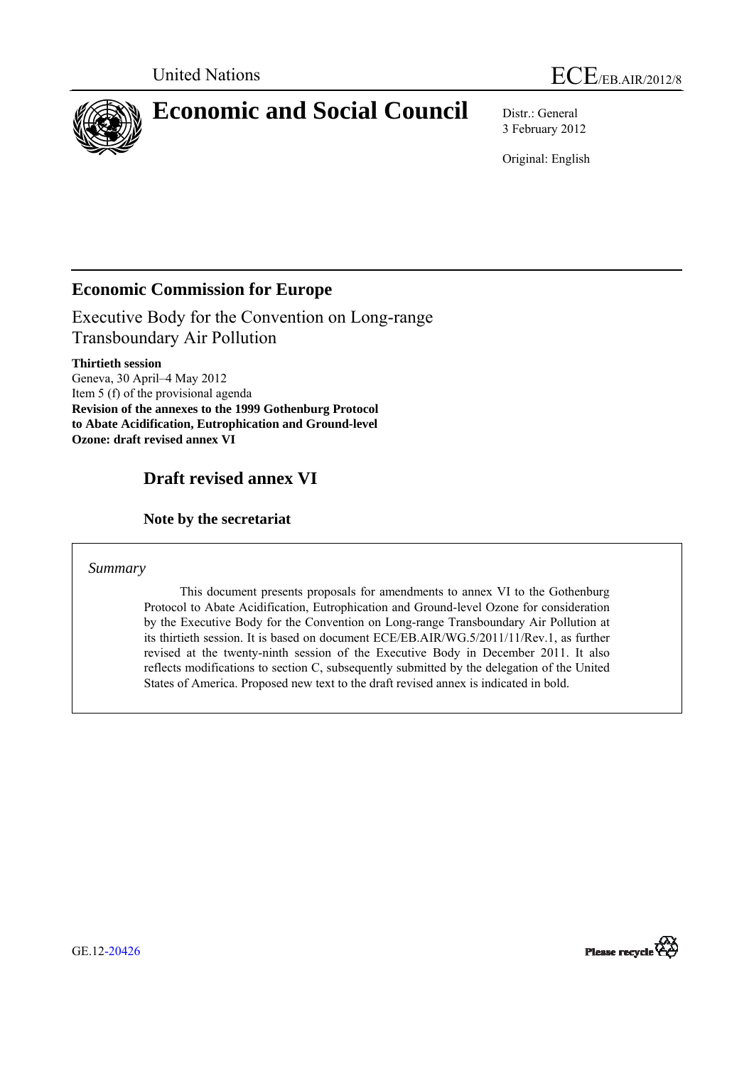United Nations

ECE/EB.AIR/2012/8

# Economic and Social Council

Distr.: General
3 February 2012

Original: English

## Economic Commission for Europe

Executive Body for the Convention on Long-range Transboundary Air Pollution

**Thirtieth session**
Geneva, 30 April–4 May 2012
Item 5 (f) of the provisional agenda
**Revision of the annexes to the 1999 Gothenburg Protocol to Abate Acidification, Eutrophication and Ground-level Ozone: draft revised annex VI**

## Draft revised annex VI

### Note by the secretariat

*Summary*

This document presents proposals for amendments to annex VI to the Gothenburg Protocol to Abate Acidification, Eutrophication and Ground-level Ozone for consideration by the Executive Body for the Convention on Long-range Transboundary Air Pollution at its thirtieth session. It is based on document ECE/EB.AIR/WG.5/2011/11/Rev.1, as further revised at the twenty-ninth session of the Executive Body in December 2011. It also reflects modifications to section C, subsequently submitted by the delegation of the United States of America. Proposed new text to the draft revised annex is indicated in bold.

GE.12-20426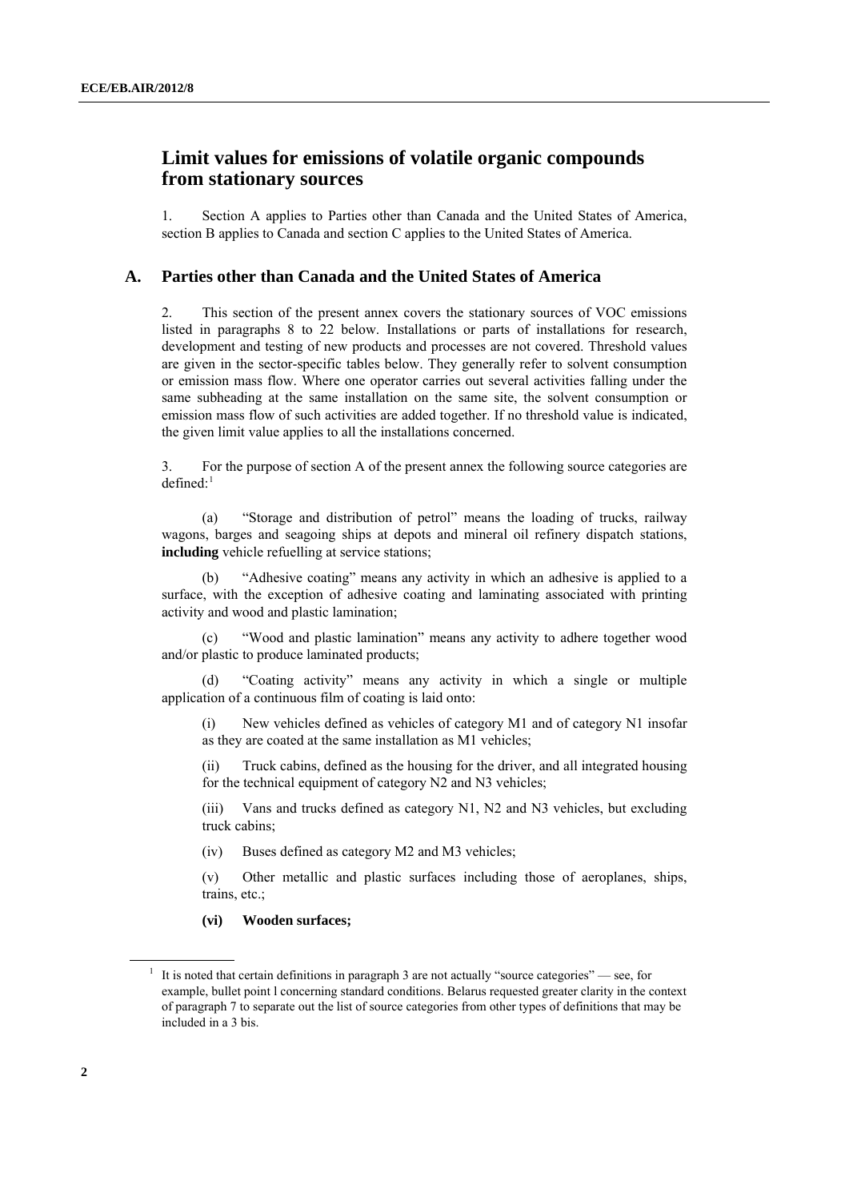# Limit values for emissions of volatile organic compounds from stationary sources

1. Section A applies to Parties other than Canada and the United States of America, section B applies to Canada and section C applies to the United States of America.

## A. Parties other than Canada and the United States of America

2. This section of the present annex covers the stationary sources of VOC emissions listed in paragraphs 8 to 22 below. Installations or parts of installations for research, development and testing of new products and processes are not covered. Threshold values are given in the sector-specific tables below. They generally refer to solvent consumption or emission mass flow. Where one operator carries out several activities falling under the same subheading at the same installation on the same site, the solvent consumption or emission mass flow of such activities are added together. If no threshold value is indicated, the given limit value applies to all the installations concerned.

3. For the purpose of section A of the present annex the following source categories are defined:[1]

(a) "Storage and distribution of petrol" means the loading of trucks, railway wagons, barges and seagoing ships at depots and mineral oil refinery dispatch stations, **including** vehicle refuelling at service stations;

(b) "Adhesive coating" means any activity in which an adhesive is applied to a surface, with the exception of adhesive coating and laminating associated with printing activity and wood and plastic lamination;

(c) "Wood and plastic lamination" means any activity to adhere together wood and/or plastic to produce laminated products;

(d) "Coating activity" means any activity in which a single or multiple application of a continuous film of coating is laid onto:

(i) New vehicles defined as vehicles of category M1 and of category N1 insofar as they are coated at the same installation as M1 vehicles;

(ii) Truck cabins, defined as the housing for the driver, and all integrated housing for the technical equipment of category N2 and N3 vehicles;

(iii) Vans and trucks defined as category N1, N2 and N3 vehicles, but excluding truck cabins;

(iv) Buses defined as category M2 and M3 vehicles;

(v) Other metallic and plastic surfaces including those of aeroplanes, ships, trains, etc.;

**(vi) Wooden surfaces;**

[1] It is noted that certain definitions in paragraph 3 are not actually "source categories" — see, for example, bullet point l concerning standard conditions. Belarus requested greater clarity in the context of paragraph 7 to separate out the list of source categories from other types of definitions that may be included in a 3 bis.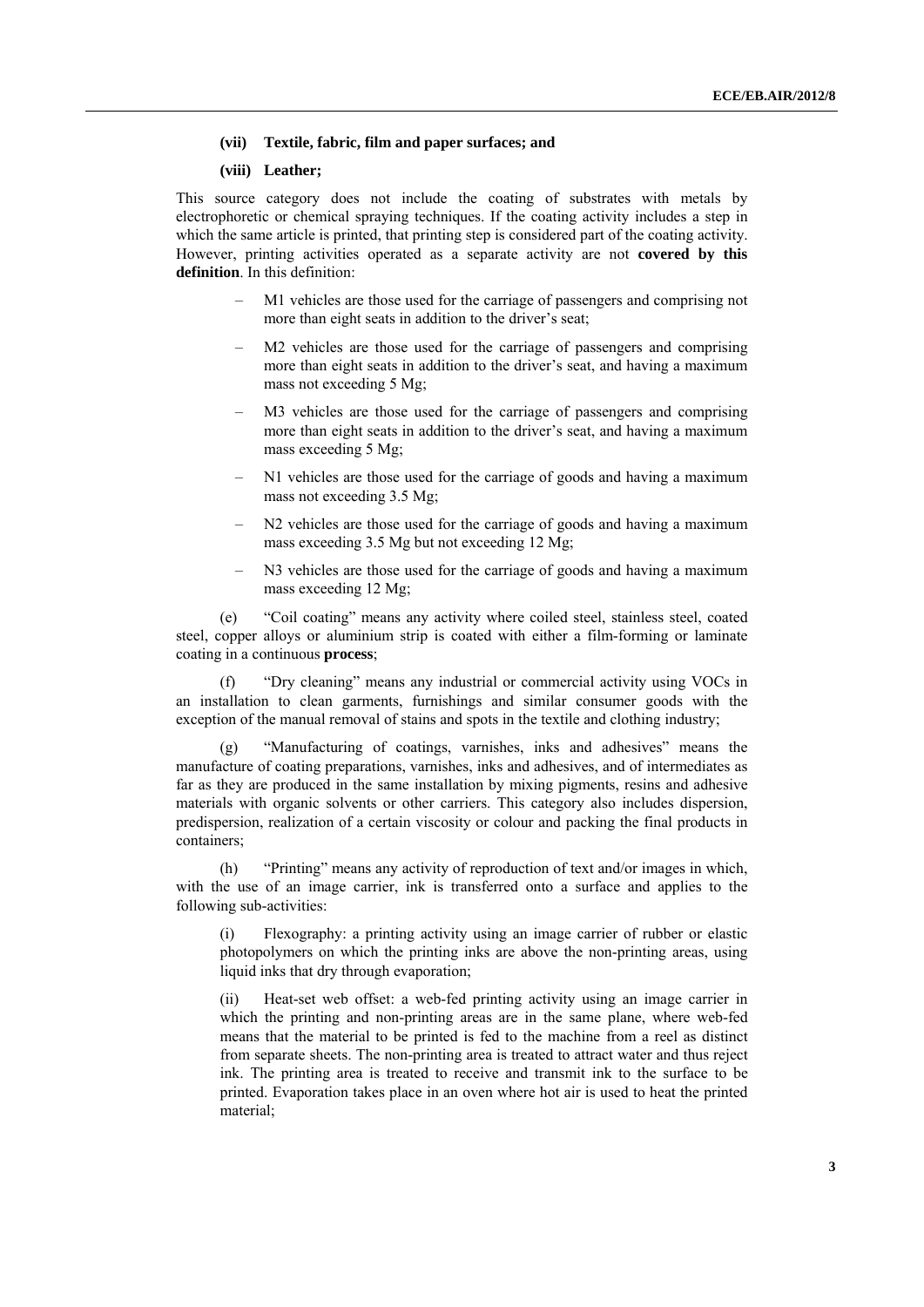**(vii) Textile, fabric, film and paper surfaces; and**

**(viii) Leather;**

This source category does not include the coating of substrates with metals by electrophoretic or chemical spraying techniques. If the coating activity includes a step in which the same article is printed, that printing step is considered part of the coating activity. However, printing activities operated as a separate activity are not **covered by this definition**. In this definition:

- M1 vehicles are those used for the carriage of passengers and comprising not more than eight seats in addition to the driver's seat;
- M2 vehicles are those used for the carriage of passengers and comprising more than eight seats in addition to the driver's seat, and having a maximum mass not exceeding 5 Mg;
- M3 vehicles are those used for the carriage of passengers and comprising more than eight seats in addition to the driver's seat, and having a maximum mass exceeding 5 Mg;
- N1 vehicles are those used for the carriage of goods and having a maximum mass not exceeding 3.5 Mg;
- N2 vehicles are those used for the carriage of goods and having a maximum mass exceeding 3.5 Mg but not exceeding 12 Mg;
- N3 vehicles are those used for the carriage of goods and having a maximum mass exceeding 12 Mg;

(e) "Coil coating" means any activity where coiled steel, stainless steel, coated steel, copper alloys or aluminium strip is coated with either a film-forming or laminate coating in a continuous **process**;

(f) "Dry cleaning" means any industrial or commercial activity using VOCs in an installation to clean garments, furnishings and similar consumer goods with the exception of the manual removal of stains and spots in the textile and clothing industry;

(g) "Manufacturing of coatings, varnishes, inks and adhesives" means the manufacture of coating preparations, varnishes, inks and adhesives, and of intermediates as far as they are produced in the same installation by mixing pigments, resins and adhesive materials with organic solvents or other carriers. This category also includes dispersion, predispersion, realization of a certain viscosity or colour and packing the final products in containers;

(h) "Printing" means any activity of reproduction of text and/or images in which, with the use of an image carrier, ink is transferred onto a surface and applies to the following sub-activities:

(i) Flexography: a printing activity using an image carrier of rubber or elastic photopolymers on which the printing inks are above the non-printing areas, using liquid inks that dry through evaporation;

(ii) Heat-set web offset: a web-fed printing activity using an image carrier in which the printing and non-printing areas are in the same plane, where web-fed means that the material to be printed is fed to the machine from a reel as distinct from separate sheets. The non-printing area is treated to attract water and thus reject ink. The printing area is treated to receive and transmit ink to the surface to be printed. Evaporation takes place in an oven where hot air is used to heat the printed material;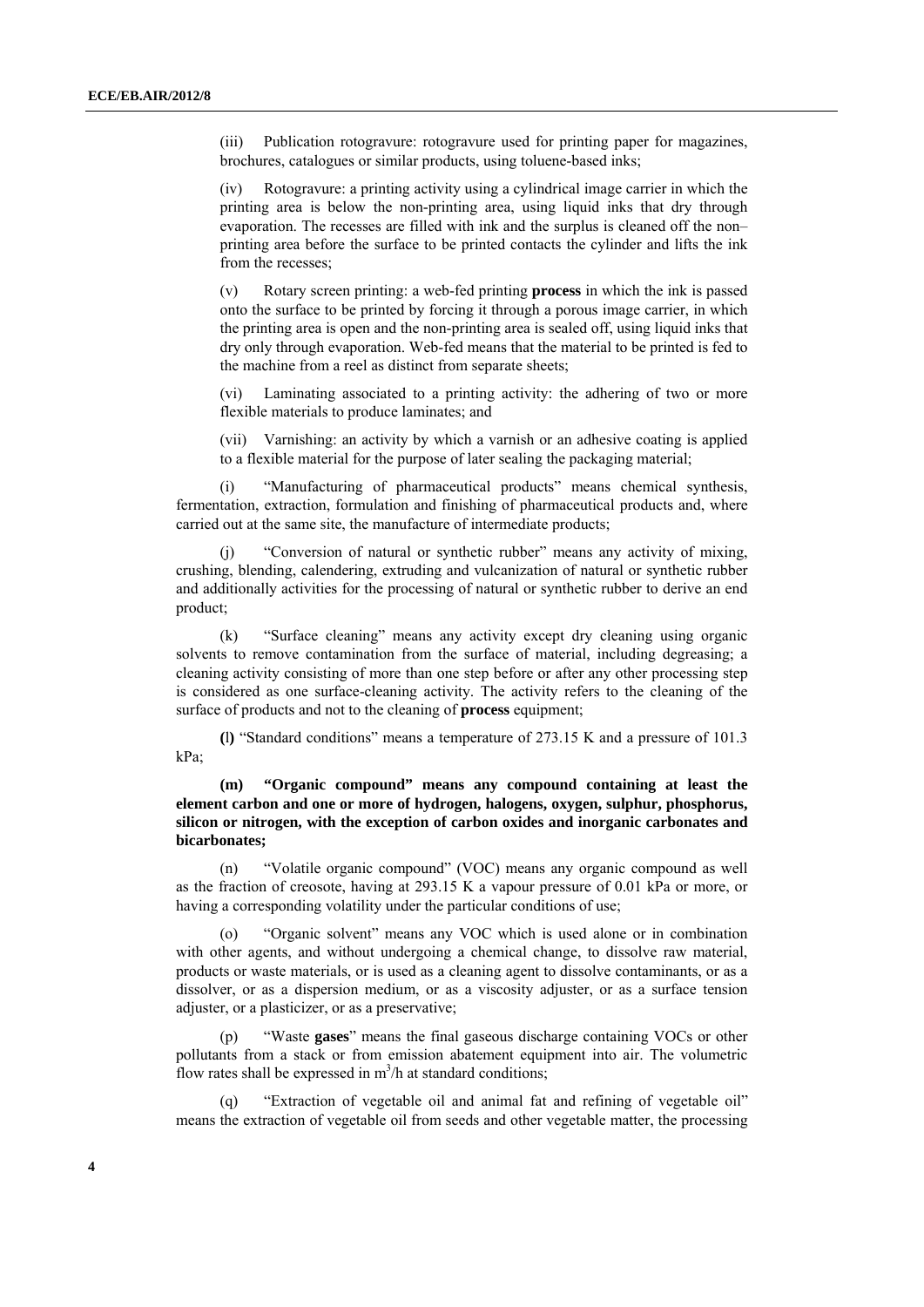(iii) Publication rotogravure: rotogravure used for printing paper for magazines, brochures, catalogues or similar products, using toluene-based inks;

(iv) Rotogravure: a printing activity using a cylindrical image carrier in which the printing area is below the non-printing area, using liquid inks that dry through evaporation. The recesses are filled with ink and the surplus is cleaned off the non–printing area before the surface to be printed contacts the cylinder and lifts the ink from the recesses;

(v) Rotary screen printing: a web-fed printing **process** in which the ink is passed onto the surface to be printed by forcing it through a porous image carrier, in which the printing area is open and the non-printing area is sealed off, using liquid inks that dry only through evaporation. Web-fed means that the material to be printed is fed to the machine from a reel as distinct from separate sheets;

(vi) Laminating associated to a printing activity: the adhering of two or more flexible materials to produce laminates; and

(vii) Varnishing: an activity by which a varnish or an adhesive coating is applied to a flexible material for the purpose of later sealing the packaging material;

(i) "Manufacturing of pharmaceutical products" means chemical synthesis, fermentation, extraction, formulation and finishing of pharmaceutical products and, where carried out at the same site, the manufacture of intermediate products;

(j) "Conversion of natural or synthetic rubber" means any activity of mixing, crushing, blending, calendering, extruding and vulcanization of natural or synthetic rubber and additionally activities for the processing of natural or synthetic rubber to derive an end product;

(k) "Surface cleaning" means any activity except dry cleaning using organic solvents to remove contamination from the surface of material, including degreasing; a cleaning activity consisting of more than one step before or after any other processing step is considered as one surface-cleaning activity. The activity refers to the cleaning of the surface of products and not to the cleaning of **process** equipment;

**(**l**)** "Standard conditions" means a temperature of 273.15 K and a pressure of 101.3 kPa;

**(m) "Organic compound" means any compound containing at least the element carbon and one or more of hydrogen, halogens, oxygen, sulphur, phosphorus, silicon or nitrogen, with the exception of carbon oxides and inorganic carbonates and bicarbonates;**

(n) "Volatile organic compound" (VOC) means any organic compound as well as the fraction of creosote, having at 293.15 K a vapour pressure of 0.01 kPa or more, or having a corresponding volatility under the particular conditions of use;

(o) "Organic solvent" means any VOC which is used alone or in combination with other agents, and without undergoing a chemical change, to dissolve raw material, products or waste materials, or is used as a cleaning agent to dissolve contaminants, or as a dissolver, or as a dispersion medium, or as a viscosity adjuster, or as a surface tension adjuster, or a plasticizer, or as a preservative;

(p) "Waste **gases**" means the final gaseous discharge containing VOCs or other pollutants from a stack or from emission abatement equipment into air. The volumetric flow rates shall be expressed in $m^3/h$ at standard conditions;

(q) "Extraction of vegetable oil and animal fat and refining of vegetable oil" means the extraction of vegetable oil from seeds and other vegetable matter, the processing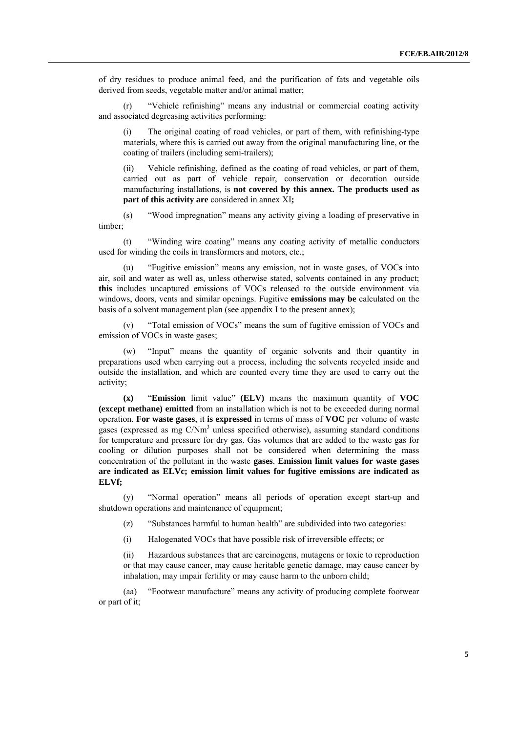of dry residues to produce animal feed, and the purification of fats and vegetable oils derived from seeds, vegetable matter and/or animal matter;

(r) "Vehicle refinishing" means any industrial or commercial coating activity and associated degreasing activities performing:

(i) The original coating of road vehicles, or part of them, with refinishing-type materials, where this is carried out away from the original manufacturing line, or the coating of trailers (including semi-trailers);

(ii) Vehicle refinishing, defined as the coating of road vehicles, or part of them, carried out as part of vehicle repair, conservation or decoration outside manufacturing installations, is **not covered by this annex. The products used as part of this activity are** considered in annex XI**;**

(s) "Wood impregnation" means any activity giving a loading of preservative in timber;

(t) "Winding wire coating" means any coating activity of metallic conductors used for winding the coils in transformers and motors, etc.;

(u) "Fugitive emission" means any emission, not in waste gases, of VOC**s** into air, soil and water as well as, unless otherwise stated, solvents contained in any product; **this** includes uncaptured emissions of VOCs released to the outside environment via windows, doors, vents and similar openings. Fugitive **emissions may be** calculated on the basis of a solvent management plan (see appendix I to the present annex);

(v) "Total emission of VOCs" means the sum of fugitive emission of VOCs and emission of VOCs in waste gases;

(w) "Input" means the quantity of organic solvents and their quantity in preparations used when carrying out a process, including the solvents recycled inside and outside the installation, and which are counted every time they are used to carry out the activity;

**(x)** "**Emission** limit value" **(ELV)** means the maximum quantity of **VOC (except methane) emitted** from an installation which is not to be exceeded during normal operation. **For waste gases**, it **is expressed** in terms of mass of **VOC** per volume of waste gases (expressed as mg $C/Nm^3$ unless specified otherwise), assuming standard conditions for temperature and pressure for dry gas. Gas volumes that are added to the waste gas for cooling or dilution purposes shall not be considered when determining the mass concentration of the pollutant in the waste **gases**. **Emission limit values for waste gases are indicated as ELVc; emission limit values for fugitive emissions are indicated as ELVf;**

(y) "Normal operation" means all periods of operation except start-up and shutdown operations and maintenance of equipment;

(z) "Substances harmful to human health" are subdivided into two categories:

(i) Halogenated VOCs that have possible risk of irreversible effects; or

(ii) Hazardous substances that are carcinogens, mutagens or toxic to reproduction or that may cause cancer, may cause heritable genetic damage, may cause cancer by inhalation, may impair fertility or may cause harm to the unborn child;

(aa) "Footwear manufacture" means any activity of producing complete footwear or part of it;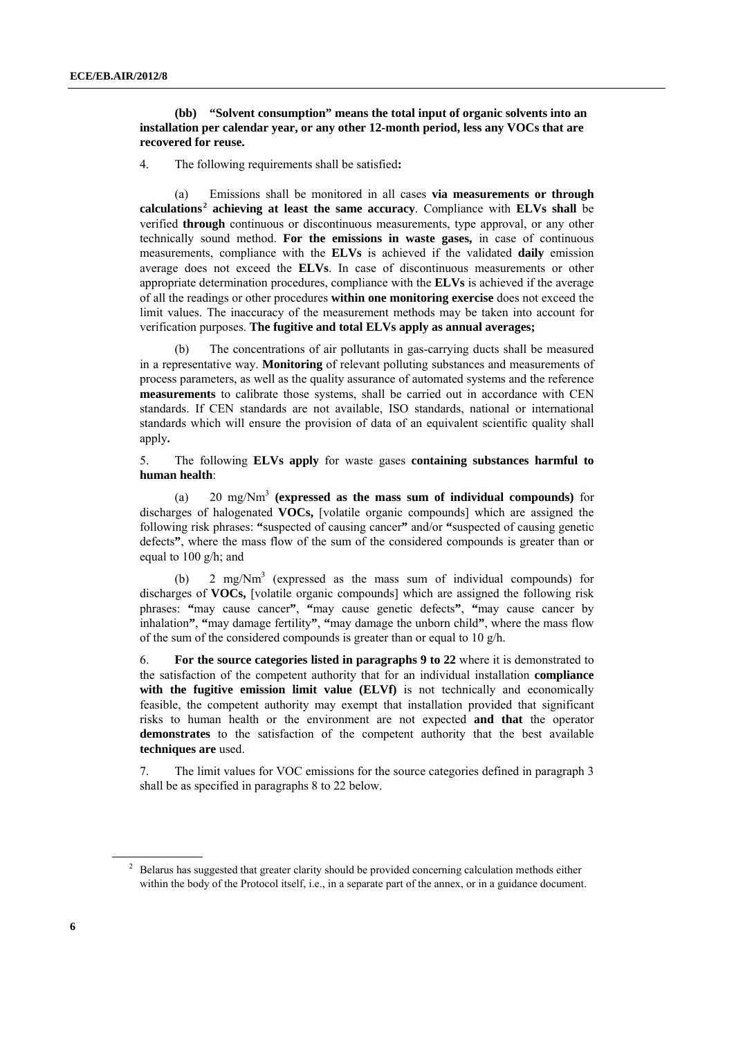**(bb) "Solvent consumption" means the total input of organic solvents into an installation per calendar year, or any other 12-month period, less any VOCs that are recovered for reuse.**

4. The following requirements shall be satisfied**:**

(a) Emissions shall be monitored in all cases **via measurements or through calculations**[2] **achieving at least the same accuracy**. Compliance with **ELVs shall** be verified **through** continuous or discontinuous measurements, type approval, or any other technically sound method. **For the emissions in waste gases,** in case of continuous measurements, compliance with the **ELVs** is achieved if the validated **daily** emission average does not exceed the **ELVs**. In case of discontinuous measurements or other appropriate determination procedures, compliance with the **ELVs** is achieved if the average of all the readings or other procedures **within one monitoring exercise** does not exceed the limit values. The inaccuracy of the measurement methods may be taken into account for verification purposes. **The fugitive and total ELVs apply as annual averages;**

(b) The concentrations of air pollutants in gas-carrying ducts shall be measured in a representative way. **Monitoring** of relevant polluting substances and measurements of process parameters, as well as the quality assurance of automated systems and the reference **measurements** to calibrate those systems, shall be carried out in accordance with CEN standards. If CEN standards are not available, ISO standards, national or international standards which will ensure the provision of data of an equivalent scientific quality shall apply**.**

5. The following **ELVs apply** for waste gases **containing substances harmful to human health**:

(a) 20 mg/Nm$^3$ **(expressed as the mass sum of individual compounds)** for discharges of halogenated **VOCs,** [volatile organic compounds] which are assigned the following risk phrases: **"**suspected of causing cancer**"** and/or **"**suspected of causing genetic defects**"**, where the mass flow of the sum of the considered compounds is greater than or equal to 100 g/h; and

(b) 2 mg/Nm$^3$ (expressed as the mass sum of individual compounds) for discharges of **VOCs,** [volatile organic compounds] which are assigned the following risk phrases: **"**may cause cancer**"**, **"**may cause genetic defects**"**, **"**may cause cancer by inhalation**"**, **"**may damage fertility**"**, **"**may damage the unborn child**"**, where the mass flow of the sum of the considered compounds is greater than or equal to 10 g/h.

6. **For the source categories listed in paragraphs 9 to 22** where it is demonstrated to the satisfaction of the competent authority that for an individual installation **compliance with the fugitive emission limit value (ELVf)** is not technically and economically feasible, the competent authority may exempt that installation provided that significant risks to human health or the environment are not expected **and that** the operator **demonstrates** to the satisfaction of the competent authority that the best available **techniques are** used.

7. The limit values for VOC emissions for the source categories defined in paragraph 3 shall be as specified in paragraphs 8 to 22 below.

[2] Belarus has suggested that greater clarity should be provided concerning calculation methods either within the body of the Protocol itself, i.e., in a separate part of the annex, or in a guidance document.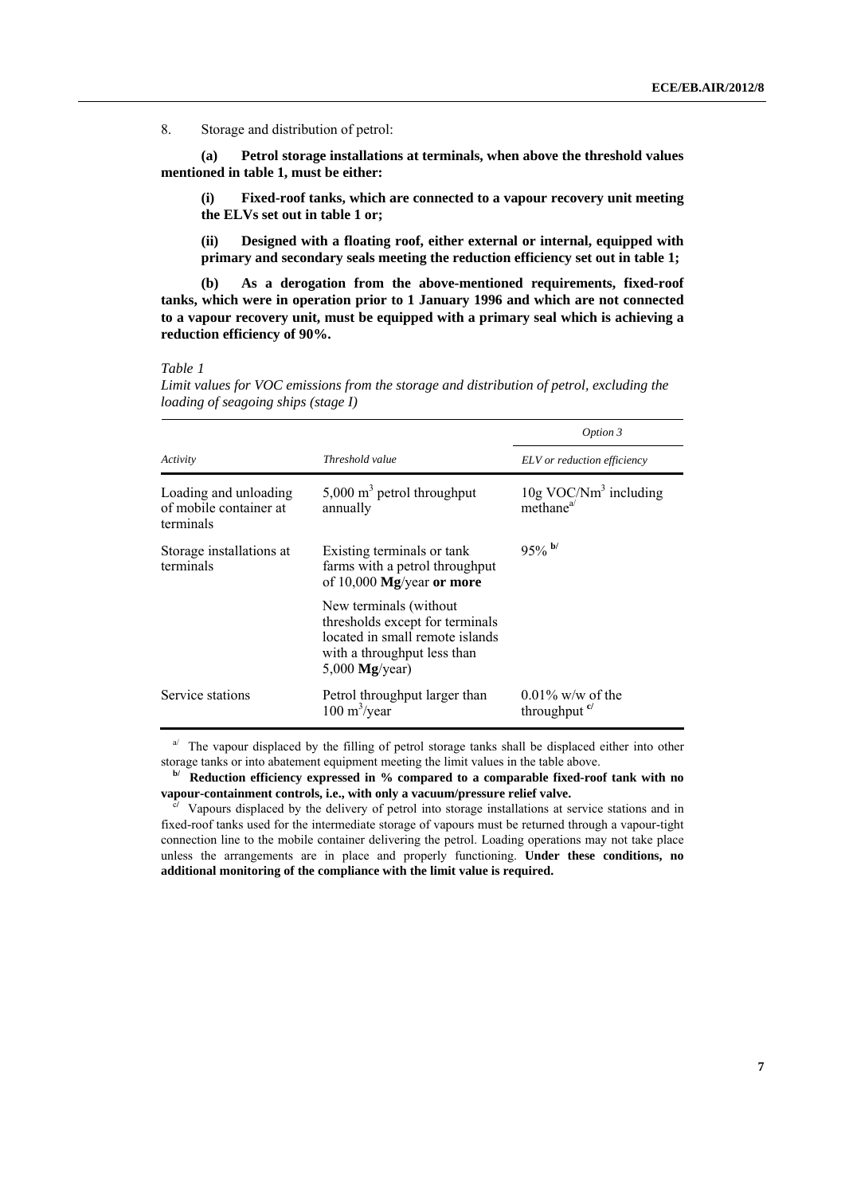8. Storage and distribution of petrol:

**(a) Petrol storage installations at terminals, when above the threshold values mentioned in table 1, must be either:**

**(i) Fixed-roof tanks, which are connected to a vapour recovery unit meeting the ELVs set out in table 1 or;**

**(ii) Designed with a floating roof, either external or internal, equipped with primary and secondary seals meeting the reduction efficiency set out in table 1;**

**(b) As a derogation from the above-mentioned requirements, fixed-roof tanks, which were in operation prior to 1 January 1996 and which are not connected to a vapour recovery unit, must be equipped with a primary seal which is achieving a reduction efficiency of 90%.**

*Table 1*

*Limit values for VOC emissions from the storage and distribution of petrol, excluding the loading of seagoing ships (stage I)*

| | | *Option 3* |
|---|---|---|
| *Activity* | *Threshold value* | *ELV or reduction efficiency* |
| Loading and unloading of mobile container at terminals | 5,000 $m^3$ petrol throughput annually | 10g VOC/$Nm^3$ including methane[a/] |
| Storage installations at terminals | Existing terminals or tank farms with a petrol throughput of 10,000 **Mg**/year **or more** | 95% [b/] |
| | New terminals (without thresholds except for terminals located in small remote islands with a throughput less than 5,000 **Mg**/year) | |
| Service stations | Petrol throughput larger than 100 $m^3$/year | 0.01% w/w of the throughput [c/] |

[a/] The vapour displaced by the filling of petrol storage tanks shall be displaced either into other storage tanks or into abatement equipment meeting the limit values in the table above.

**[b/] Reduction efficiency expressed in % compared to a comparable fixed-roof tank with no vapour-containment controls, i.e., with only a vacuum/pressure relief valve.**

[c/] Vapours displaced by the delivery of petrol into storage installations at service stations and in fixed-roof tanks used for the intermediate storage of vapours must be returned through a vapour-tight connection line to the mobile container delivering the petrol. Loading operations may not take place unless the arrangements are in place and properly functioning. **Under these conditions, no additional monitoring of the compliance with the limit value is required.**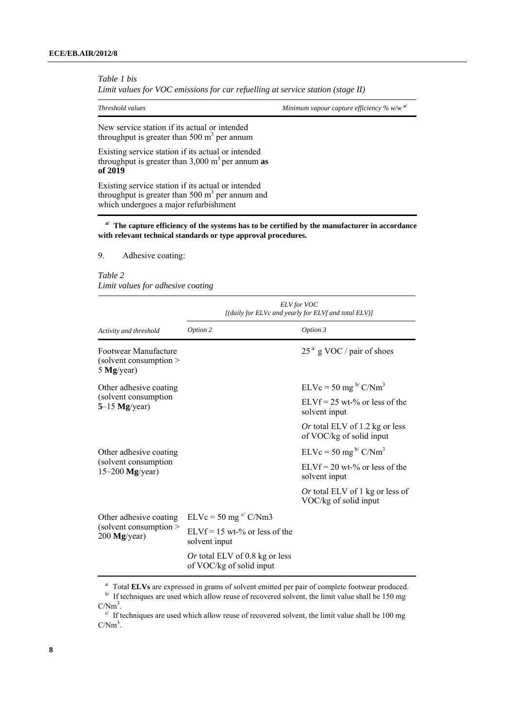*Table 1 bis*
*Limit values for VOC emissions for car refuelling at service station (stage II)*

| *Threshold values* | *Minimum vapour capture efficiency % w/w* [a/] |
|---|---|
| New service station if its actual or intended throughput is greater than 500 $m^3$ per annum | |
| Existing service station if its actual or intended throughput is greater than 3,000 $m^3$ per annum **as of 2019** | |
| Existing service station if its actual or intended throughput is greater than 500 $m^3$ per annum and which undergoes a major refurbishment | |

[a/] **The capture efficiency of the systems has to be certified by the manufacturer in accordance with relevant technical standards or type approval procedures.**

9. Adhesive coating:

*Table 2*
*Limit values for adhesive coating*

| | *ELV for VOC [(daily for ELVc and yearly for ELVf and total ELV)]* | |
|---|---|---|
| *Activity and threshold* | *Option 2* | *Option 3* |
| Footwear Manufacture (solvent consumption > 5 **Mg**/year) | | 25 [a/] g VOC / pair of shoes |
| Other adhesive coating (solvent consumption **5**–15 **Mg**/year) | | ELVc = 50 mg [b/] C/Nm$^3$ |
| | | ELVf = 25 wt-% or less of the solvent input |
| | | *Or* total ELV of 1.2 kg or less of VOC/kg of solid input |
| Other adhesive coating (solvent consumption 15–200 **Mg**/year) | | ELVc = 50 mg [b/] C/Nm$^3$ |
| | | ELVf = 20 wt-% or less of the solvent input |
| | | *Or* total ELV of 1 kg or less of VOC/kg of solid input |
| Other adhesive coating (solvent consumption > 200 **Mg**/year) | ELVc = 50 mg [c/] C/Nm3 | |
| | ELVf = 15 wt-% or less of the solvent input | |
| | *Or* total ELV of 0.8 kg or less of VOC/kg of solid input | |

[a/] Total **ELVs** are expressed in grams of solvent emitted per pair of complete footwear produced.
[b/] If techniques are used which allow reuse of recovered solvent, the limit value shall be 150 mg C/Nm$^3$.
[c/] If techniques are used which allow reuse of recovered solvent, the limit value shall be 100 mg C/Nm$^3$.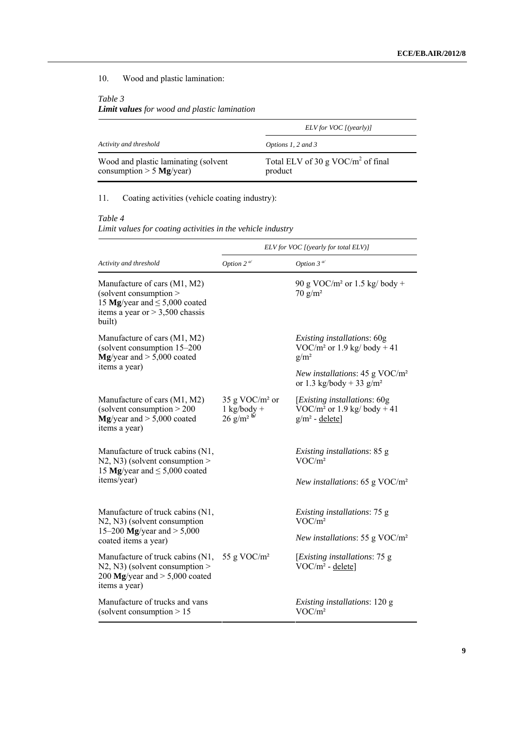10. Wood and plastic lamination:

*Table 3*
***Limit values** for wood and plastic lamination*

| | *ELV for VOC [(yearly)]* |
|---|---|
| *Activity and threshold* | *Options 1, 2 and 3* |
| Wood and plastic laminating (solvent consumption > 5 **Mg**/year) | Total ELV of 30 g $VOC/m^2$ of final product |

11. Coating activities (vehicle coating industry):

*Table 4*
*Limit values for coating activities in the vehicle industry*

| | *ELV for VOC [(yearly for total ELV)]* | |
|---|---|---|
| *Activity and threshold* | *Option 2* [a/] | *Option 3* [a/] |
| Manufacture of cars (M1, M2) (solvent consumption > 15 **Mg**/year and ≤ 5,000 coated items a year or > 3,500 chassis built) | | 90 g $VOC/m^2$ or 1.5 kg/ body + 70 $g/m^2$ |
| Manufacture of cars (M1, M2) (solvent consumption 15–200 **Mg**/year and > 5,000 coated items a year) | | *Existing installations*: 60g $VOC/m^2$ or 1.9 kg/ body + 41 $g/m^2$<br>*New installations*: 45 g $VOC/m^2$ or 1.3 kg/body + 33 $g/m^2$ |
| Manufacture of cars (M1, M2) (solvent consumption > 200 **Mg**/year and > 5,000 coated items a year) | 35 g $VOC/m^2$ or 1 kg/body + 26 $g/m^2$ [b/] | [*Existing installations*: 60g $VOC/m^2$ or 1.9 kg/ body + 41 $g/m^2$ - <u>delete</u>] |
| Manufacture of truck cabins (N1, N2, N3) (solvent consumption > 15 **Mg**/year and ≤ 5,000 coated items/year) | | *Existing installations*: 85 g $VOC/m^2$<br>*New installations*: 65 g $VOC/m^2$ |
| Manufacture of truck cabins (N1, N2, N3) (solvent consumption 15–200 **Mg**/year and > 5,000 coated items a year) | | *Existing installations*: 75 g $VOC/m^2$<br>*New installations*: 55 g $VOC/m^2$ |
| Manufacture of truck cabins (N1, N2, N3) (solvent consumption > 200 **Mg**/year and > 5,000 coated items a year) | 55 g $VOC/m^2$ | [*Existing installations*: 75 g $VOC/m^2$ - <u>delete</u>] |
| Manufacture of trucks and vans (solvent consumption > 15 | | *Existing installations*: 120 g $VOC/m^2$ |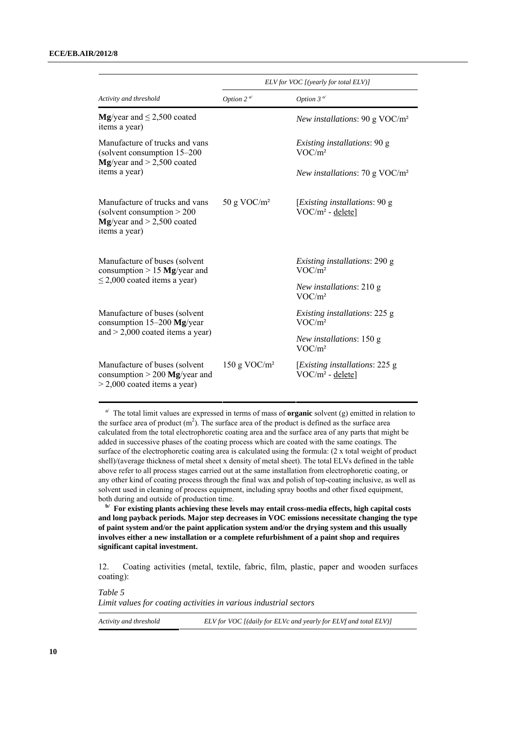| Activity and threshold | ELV for VOC [(yearly for total ELV)] | |
|---|---|---|
| | *Option 2* [a] | *Option 3* [a] |
| **Mg**/year and ≤ 2,500 coated items a year) | | *New installations*: 90 g VOC/m² |
| Manufacture of trucks and vans (solvent consumption 15–200 **Mg**/year and > 2,500 coated items a year) | | *Existing installations*: 90 g VOC/m²<br><br>*New installations*: 70 g VOC/m² |
| Manufacture of trucks and vans (solvent consumption > 200 **Mg**/year and > 2,500 coated items a year) | 50 g VOC/m² | [*Existing installations*: 90 g VOC/m² - <u>delete</u>] |
| Manufacture of buses (solvent consumption > 15 **Mg**/year and ≤ 2,000 coated items a year) | | *Existing installations*: 290 g VOC/m²<br><br>*New installations*: 210 g VOC/m² |
| Manufacture of buses (solvent consumption 15–200 **Mg**/year and > 2,000 coated items a year) | | *Existing installations*: 225 g VOC/m²<br><br>*New installations*: 150 g VOC/m² |
| Manufacture of buses (solvent consumption > 200 **Mg**/year and > 2,000 coated items a year) | 150 g VOC/m² | [*Existing installations*: 225 g VOC/m² - <u>delete</u>] |

[a] The total limit values are expressed in terms of mass of **organic** solvent (g) emitted in relation to the surface area of product ($m^2$). The surface area of the product is defined as the surface area calculated from the total electrophoretic coating area and the surface area of any parts that might be added in successive phases of the coating process which are coated with the same coatings. The surface of the electrophoretic coating area is calculated using the formula: (2 x total weight of product shell)/(average thickness of metal sheet x density of metal sheet). The total ELVs defined in the table above refer to all process stages carried out at the same installation from electrophoretic coating, or any other kind of coating process through the final wax and polish of top-coating inclusive, as well as solvent used in cleaning of process equipment, including spray booths and other fixed equipment, both during and outside of production time.

[b] **For existing plants achieving these levels may entail cross-media effects, high capital costs and long payback periods. Major step decreases in VOC emissions necessitate changing the type of paint system and/or the paint application system and/or the drying system and this usually involves either a new installation or a complete refurbishment of a paint shop and requires significant capital investment.**

12. Coating activities (metal, textile, fabric, film, plastic, paper and wooden surfaces coating):

*Table 5*

*Limit values for coating activities in various industrial sectors*

| *Activity and threshold* | *ELV for VOC [(daily for ELVc and yearly for ELVf and total ELV)]* |
|---|---|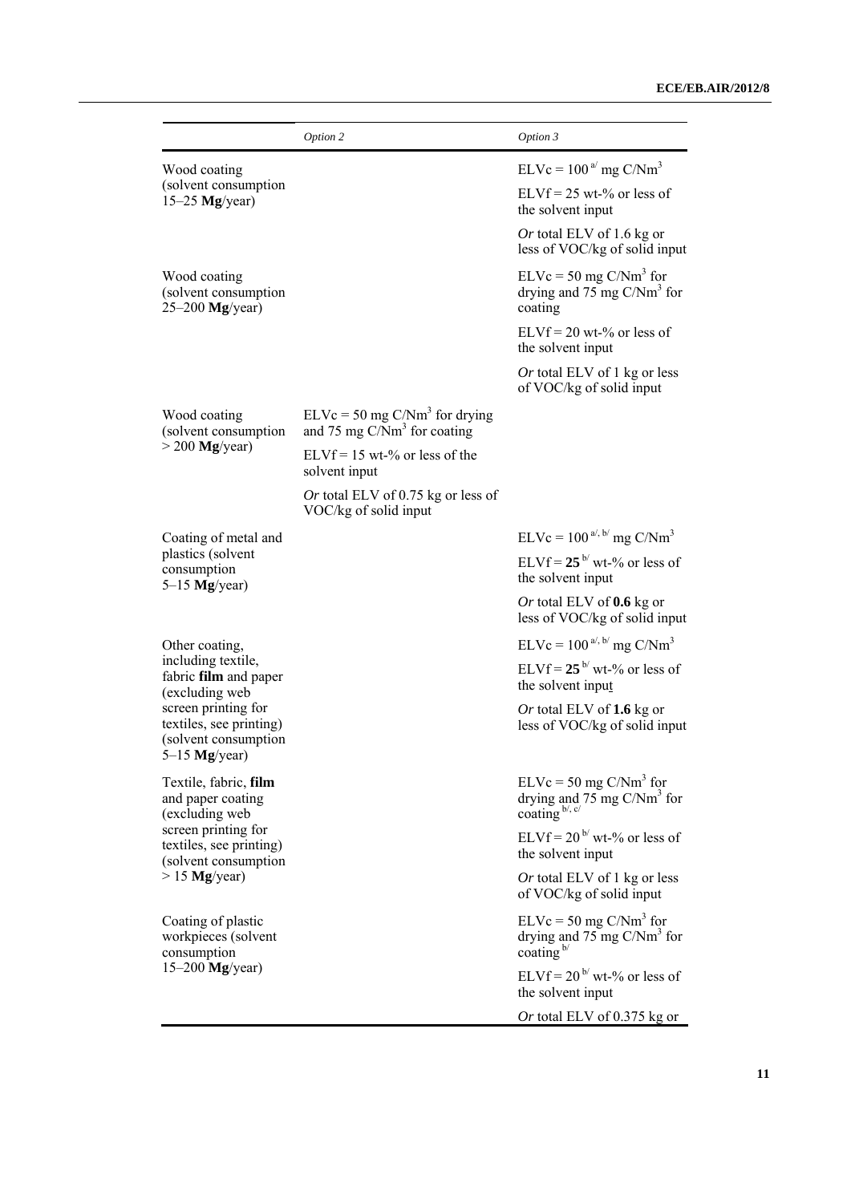| | *Option 2* | *Option 3* |
|---|---|---|
| Wood coating (solvent consumption 15–25 **Mg**/year) | | ELVc = 100 [a/] mg C/$Nm^3$<br>ELVf = 25 wt-% or less of the solvent input<br>*Or* total ELV of 1.6 kg or less of VOC/kg of solid input |
| Wood coating (solvent consumption 25–200 **Mg**/year) | | ELVc = 50 mg C/$Nm^3$ for drying and 75 mg C/$Nm^3$ for coating<br>ELVf = 20 wt-% or less of the solvent input<br>*Or* total ELV of 1 kg or less of VOC/kg of solid input |
| Wood coating (solvent consumption > 200 **Mg**/year) | ELVc = 50 mg C/$Nm^3$ for drying and 75 mg C/$Nm^3$ for coating<br>ELVf = 15 wt-% or less of the solvent input<br>*Or* total ELV of 0.75 kg or less of VOC/kg of solid input | |
| Coating of metal and plastics (solvent consumption 5–15 **Mg**/year) | | ELVc = 100 [a/, b/] mg C/$Nm^3$<br>ELVf = **25** [b/] wt-% or less of the solvent input<br>*Or* total ELV of **0.6** kg or less of VOC/kg of solid input |
| Other coating, including textile, fabric **film** and paper (excluding web screen printing for textiles, see printing) (solvent consumption 5–15 **Mg**/year) | | ELVc = 100 [a/, b/] mg C/$Nm^3$<br>ELVf = **25** [b/] wt-% or less of the solvent input<br>*Or* total ELV of **1.6** kg or less of VOC/kg of solid input |
| Textile, fabric, **film** and paper coating (excluding web screen printing for textiles, see printing) (solvent consumption > 15 **Mg**/year) | | ELVc = 50 mg C/$Nm^3$ for drying and 75 mg C/$Nm^3$ for coating [b/, c/]<br>ELVf = 20 [b/] wt-% or less of the solvent input<br>*Or* total ELV of 1 kg or less of VOC/kg of solid input |
| Coating of plastic workpieces (solvent consumption 15–200 **Mg**/year) | | ELVc = 50 mg C/$Nm^3$ for drying and 75 mg C/$Nm^3$ for coating [b/]<br>ELVf = 20 [b/] wt-% or less of the solvent input<br>*Or* total ELV of 0.375 kg or |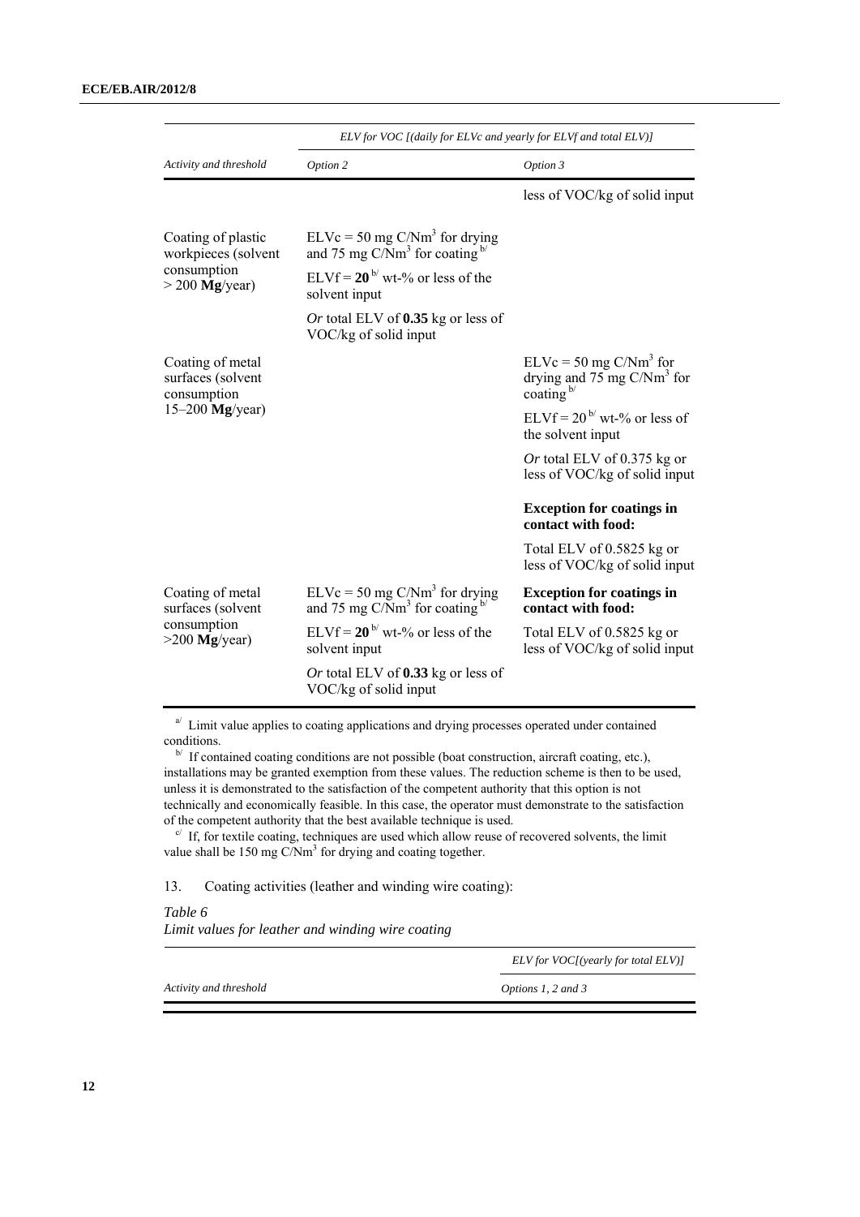| Activity and threshold | ELV for VOC [(daily for ELVc and yearly for ELVf and total ELV)] Option 2 | Option 3 |
|---|---|---|
| | | less of VOC/kg of solid input |
| Coating of plastic workpieces (solvent consumption > 200 **Mg**/year) | ELVc = 50 mg C/Nm$^3$ for drying and 75 mg C/Nm$^3$ for coating [b/]<br><br>ELVf = **20** [b/] wt-% or less of the solvent input<br><br>*Or* total ELV of **0.35** kg or less of VOC/kg of solid input | |
| Coating of metal surfaces (solvent consumption 15–200 **Mg**/year) | | ELVc = 50 mg C/Nm$^3$ for drying and 75 mg C/Nm$^3$ for coating [b/]<br><br>ELVf = 20 [b/] wt-% or less of the solvent input<br><br>*Or* total ELV of 0.375 kg or less of VOC/kg of solid input<br><br>**Exception for coatings in contact with food:**<br><br>Total ELV of 0.5825 kg or less of VOC/kg of solid input |
| Coating of metal surfaces (solvent consumption >200 **Mg**/year) | ELVc = 50 mg C/Nm$^3$ for drying and 75 mg C/Nm$^3$ for coating [b/]<br><br>ELVf = **20** [b/] wt-% or less of the solvent input<br><br>*Or* total ELV of **0.33** kg or less of VOC/kg of solid input | **Exception for coatings in contact with food:**<br><br>Total ELV of 0.5825 kg or less of VOC/kg of solid input |

[a/] Limit value applies to coating applications and drying processes operated under contained conditions.

[b/] If contained coating conditions are not possible (boat construction, aircraft coating, etc.), installations may be granted exemption from these values. The reduction scheme is then to be used, unless it is demonstrated to the satisfaction of the competent authority that this option is not technically and economically feasible. In this case, the operator must demonstrate to the satisfaction of the competent authority that the best available technique is used.

[c/] If, for textile coating, techniques are used which allow reuse of recovered solvents, the limit value shall be 150 mg C/Nm$^3$ for drying and coating together.

13. Coating activities (leather and winding wire coating):

*Table 6*
*Limit values for leather and winding wire coating*

| Activity and threshold | ELV for VOC[(yearly for total ELV)] Options 1, 2 and 3 |
|---|---|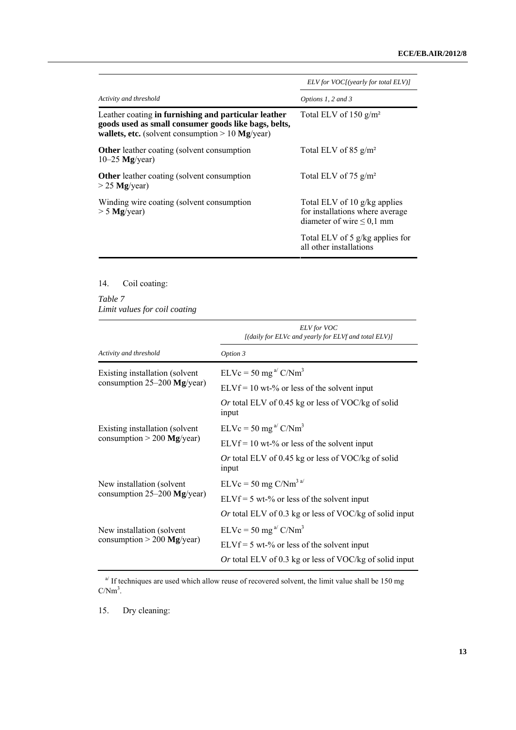| Activity and threshold | ELV for VOC[(yearly for total ELV)] |
|---|---|
| | Options 1, 2 and 3 |
| Leather coating **in furnishing and particular leather goods used as small consumer goods like bags, belts, wallets, etc.** (solvent consumption > 10 **Mg**/year) | Total ELV of 150 g/m² |
| **Other** leather coating (solvent consumption 10–25 **Mg**/year) | Total ELV of 85 g/m² |
| **Other** leather coating (solvent consumption > 25 **Mg**/year) | Total ELV of 75 g/m² |
| Winding wire coating (solvent consumption > 5 **Mg**/year) | Total ELV of 10 g/kg applies for installations where average diameter of wire ≤ 0,1 mm |
| | Total ELV of 5 g/kg applies for all other installations |

14. Coil coating:

*Table 7*
*Limit values for coil coating*

| Activity and threshold | ELV for VOC [(daily for ELVc and yearly for ELVf and total ELV)] |
|---|---|
| | Option 3 |
| Existing installation (solvent consumption 25–200 **Mg**/year) | ELVc = 50 mg [a/] C/Nm³ |
| | ELVf = 10 wt-% or less of the solvent input |
| | *Or* total ELV of 0.45 kg or less of VOC/kg of solid input |
| Existing installation (solvent consumption > 200 **Mg**/year) | ELVc = 50 mg [a/] C/Nm³ |
| | ELVf = 10 wt-% or less of the solvent input |
| | *Or* total ELV of 0.45 kg or less of VOC/kg of solid input |
| New installation (solvent consumption 25–200 **Mg**/year) | ELVc = 50 mg C/Nm³ [a/] |
| | ELVf = 5 wt-% or less of the solvent input |
| | *Or* total ELV of 0.3 kg or less of VOC/kg of solid input |
| New installation (solvent consumption > 200 **Mg**/year) | ELVc = 50 mg [a/] C/Nm³ |
| | ELVf = 5 wt-% or less of the solvent input |
| | *Or* total ELV of 0.3 kg or less of VOC/kg of solid input |

[a/] If techniques are used which allow reuse of recovered solvent, the limit value shall be 150 mg C/Nm³.

15. Dry cleaning: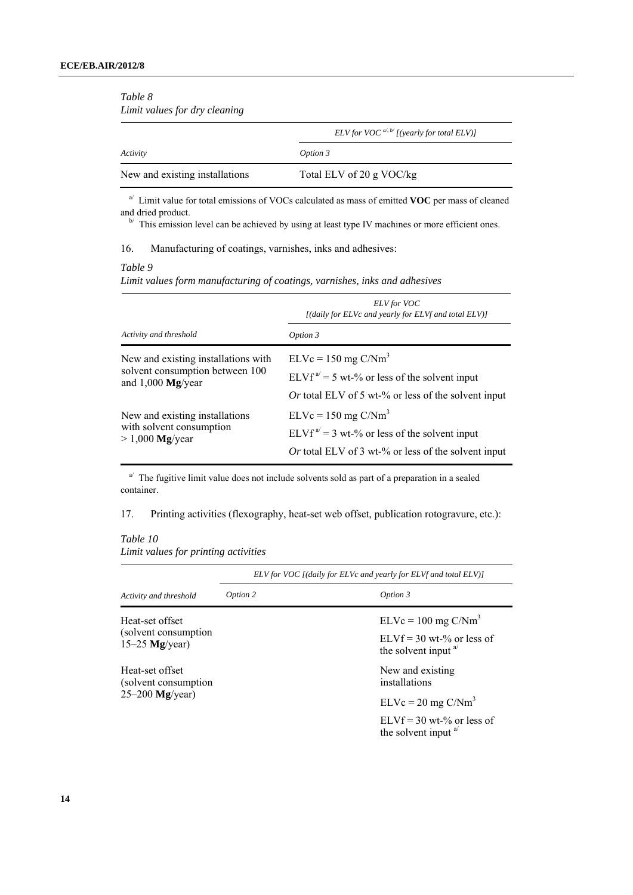*Table 8*
*Limit values for dry cleaning*

| | ELV for VOC [a/, b/] [(yearly for total ELV)] |
|---|---|
| *Activity* | *Option 3* |
| New and existing installations | Total ELV of 20 g VOC/kg |

[a/] Limit value for total emissions of VOCs calculated as mass of emitted **VOC** per mass of cleaned and dried product.

[b/] This emission level can be achieved by using at least type IV machines or more efficient ones.

16. Manufacturing of coatings, varnishes, inks and adhesives:

*Table 9*
*Limit values form manufacturing of coatings, varnishes, inks and adhesives*

| | ELV for VOC [(daily for ELVc and yearly for ELVf and total ELV)] |
|---|---|
| *Activity and threshold* | *Option 3* |
| New and existing installations with solvent consumption between 100 and 1,000 **Mg**/year | $ELVc = 150$ mg C/Nm$^3$<br>$ELVf$ [a/] = 5 wt-% or less of the solvent input<br>*Or* total ELV of 5 wt-% or less of the solvent input |
| New and existing installations with solvent consumption > 1,000 **Mg**/year | $ELVc = 150$ mg C/Nm$^3$<br>$ELVf$ [a/] = 3 wt-% or less of the solvent input<br>*Or* total ELV of 3 wt-% or less of the solvent input |

[a/] The fugitive limit value does not include solvents sold as part of a preparation in a sealed container.

17. Printing activities (flexography, heat-set web offset, publication rotogravure, etc.):

*Table 10*
*Limit values for printing activities*

| | ELV for VOC [(daily for ELVc and yearly for ELVf and total ELV)] | |
|---|---|---|
| *Activity and threshold* | *Option 2* | *Option 3* |
| Heat-set offset (solvent consumption 15–25 **Mg**/year) | | $ELVc = 100$ mg C/Nm$^3$<br>$ELVf = 30$ wt-% or less of the solvent input [a/] |
| Heat-set offset (solvent consumption 25–200 **Mg**/year) | | New and existing installations<br>$ELVc = 20$ mg C/Nm$^3$<br>$ELVf = 30$ wt-% or less of the solvent input [a/] |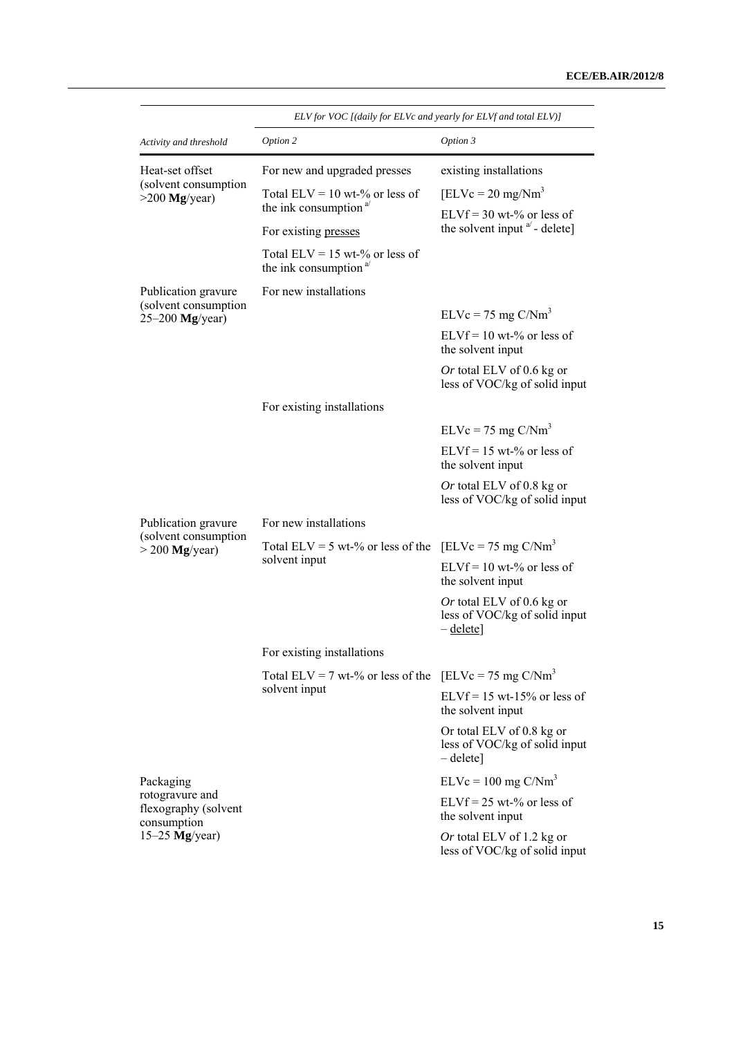| Activity and threshold | ELV for VOC [(daily for ELVc and yearly for ELVf and total ELV)] | |
|---|---|---|
| | *Option 2* | *Option 3* |
| Heat-set offset (solvent consumption >200 **Mg**/year) | For new and upgraded presses | existing installations |
| | Total ELV = 10 wt-% or less of the ink consumption [a/] | [ELVc = 20 mg/Nm$^3$ |
| | For existing presses | ELVf = 30 wt-% or less of the solvent input [a/] - delete] |
| | Total ELV = 15 wt-% or less of the ink consumption [a/] | |
| Publication gravure (solvent consumption 25–200 **Mg**/year) | For new installations | |
| | | ELVc = 75 mg C/Nm$^3$ |
| | | ELVf = 10 wt-% or less of the solvent input |
| | | *Or* total ELV of 0.6 kg or less of VOC/kg of solid input |
| | For existing installations | |
| | | ELVc = 75 mg C/Nm$^3$ |
| | | ELVf = 15 wt-% or less of the solvent input |
| | | *Or* total ELV of 0.8 kg or less of VOC/kg of solid input |
| Publication gravure (solvent consumption > 200 **Mg**/year) | For new installations | |
| | Total ELV = 5 wt-% or less of the solvent input | [ELVc = 75 mg C/Nm$^3$ |
| | | ELVf = 10 wt-% or less of the solvent input |
| | | *Or* total ELV of 0.6 kg or less of VOC/kg of solid input – delete] |
| | For existing installations | |
| | Total ELV = 7 wt-% or less of the solvent input | [ELVc = 75 mg C/Nm$^3$ |
| | | ELVf = 15 wt-15% or less of the solvent input |
| | | Or total ELV of 0.8 kg or less of VOC/kg of solid input – delete] |
| Packaging rotogravure and flexography (solvent consumption 15–25 **Mg**/year) | | ELVc = 100 mg C/Nm$^3$ |
| | | ELVf = 25 wt-% or less of the solvent input |
| | | *Or* total ELV of 1.2 kg or less of VOC/kg of solid input |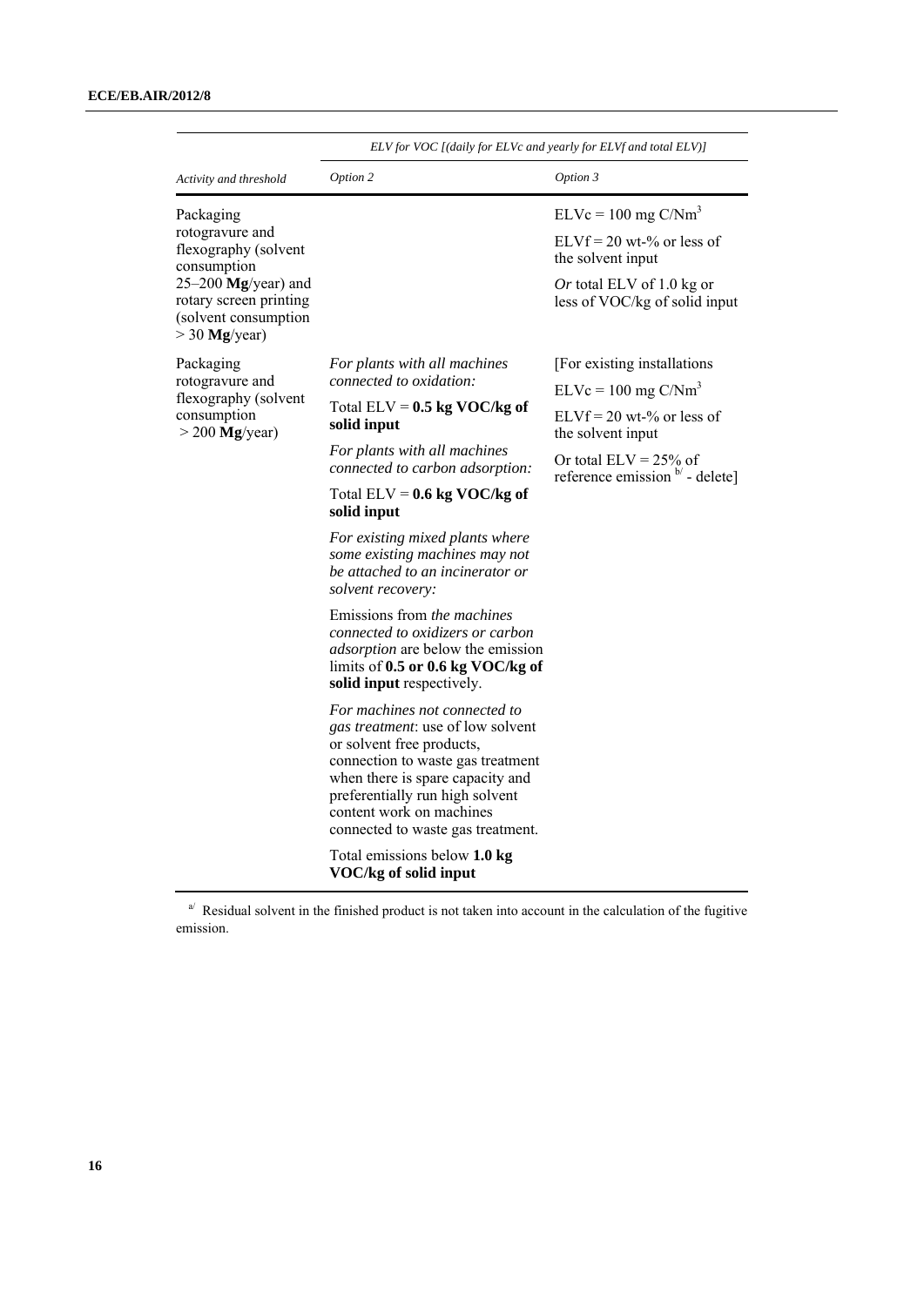| Activity and threshold | ELV for VOC [(daily for ELVc and yearly for ELVf and total ELV)] | |
|---|---|---|
| | *Option 2* | *Option 3* |
| Packaging rotogravure and flexography (solvent consumption 25–200 **Mg**/year) and rotary screen printing (solvent consumption > 30 **Mg**/year) | | ELVc = 100 mg $C/Nm^3$<br><br>ELVf = 20 wt-% or less of the solvent input<br><br>*Or* total ELV of 1.0 kg or less of VOC/kg of solid input |
| Packaging rotogravure and flexography (solvent consumption > 200 **Mg**/year) | *For plants with all machines connected to oxidation:*<br><br>Total ELV = **0.5 kg VOC/kg of solid input**<br><br>*For plants with all machines connected to carbon adsorption:*<br><br>Total ELV = **0.6 kg VOC/kg of solid input**<br><br>*For existing mixed plants where some existing machines may not be attached to an incinerator or solvent recovery:*<br><br>Emissions from *the machines connected to oxidizers or carbon adsorption* are below the emission limits of **0.5 or 0.6 kg VOC/kg of solid input** respectively.<br><br>*For machines not connected to gas treatment*: use of low solvent or solvent free products, connection to waste gas treatment when there is spare capacity and preferentially run high solvent content work on machines connected to waste gas treatment.<br><br>Total emissions below **1.0 kg VOC/kg of solid input** | [For existing installations<br><br>ELVc = 100 mg $C/Nm^3$<br><br>ELVf = 20 wt-% or less of the solvent input<br><br>Or total ELV = 25% of reference emission [b/] - delete] |

[a/] Residual solvent in the finished product is not taken into account in the calculation of the fugitive emission.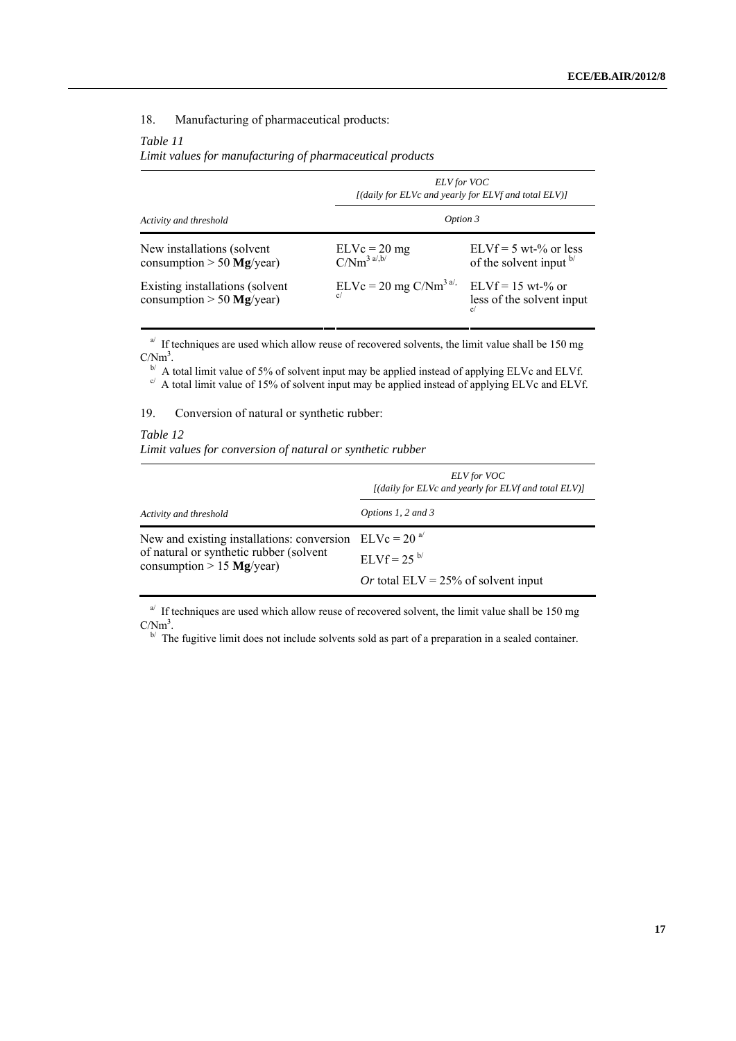18. Manufacturing of pharmaceutical products:

*Table 11*
*Limit values for manufacturing of pharmaceutical products*

| | *ELV for VOC [(daily for ELVc and yearly for ELVf and total ELV)]* | |
|---|---|---|
| *Activity and threshold* | *Option 3* | |
| New installations (solvent consumption > 50 **Mg**/year) | ELVc = 20 mg C/Nm$^3$ [a/,b/] | ELVf = 5 wt-% or less of the solvent input [b/] |
| Existing installations (solvent consumption > 50 **Mg**/year) | ELVc = 20 mg C/Nm$^3$ [a/, c/] | ELVf = 15 wt-% or less of the solvent input [c/] |

[a/] If techniques are used which allow reuse of recovered solvents, the limit value shall be 150 mg C/Nm$^3$.

[b/] A total limit value of 5% of solvent input may be applied instead of applying ELVc and ELVf.

[c/] A total limit value of 15% of solvent input may be applied instead of applying ELVc and ELVf.

19. Conversion of natural or synthetic rubber:

*Table 12*
*Limit values for conversion of natural or synthetic rubber*

| | *ELV for VOC [(daily for ELVc and yearly for ELVf and total ELV)]* |
|---|---|
| *Activity and threshold* | *Options 1, 2 and 3* |
| New and existing installations: conversion of natural or synthetic rubber (solvent consumption > 15 **Mg**/year) | ELVc = 20 [a/]<br>ELVf = 25 [b/]<br>*Or* total ELV = 25% of solvent input |

[a/] If techniques are used which allow reuse of recovered solvent, the limit value shall be 150 mg C/Nm$^3$.

[b/] The fugitive limit does not include solvents sold as part of a preparation in a sealed container.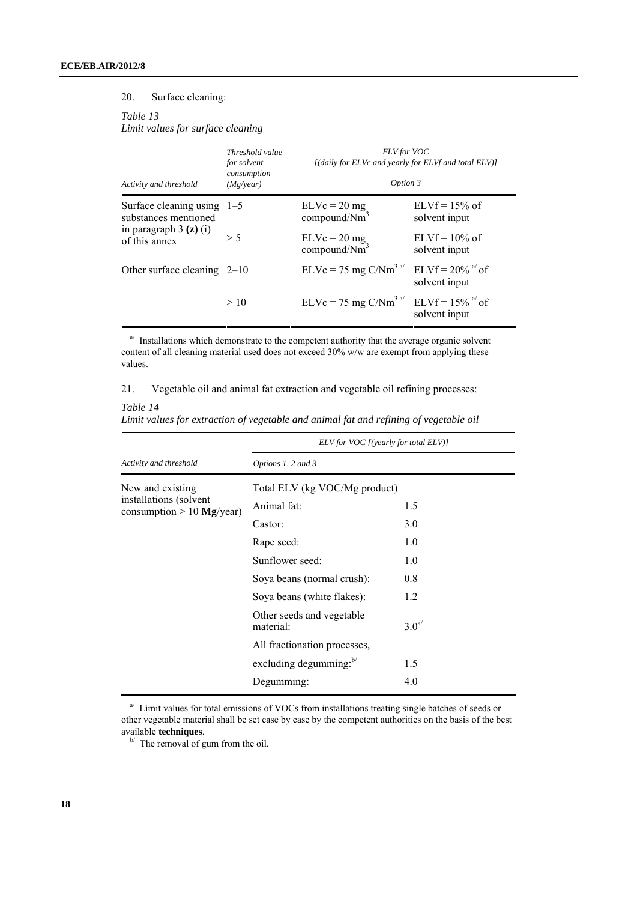20. Surface cleaning:

*Table 13*
*Limit values for surface cleaning*

| Activity and threshold | Threshold value for solvent consumption (Mg/year) | ELV for VOC [(daily for ELVc and yearly for ELVf and total ELV)] | |
|---|---|---|---|
| | | Option 3 | |
| Surface cleaning using substances mentioned in paragraph 3 **(z)** (i) of this annex | 1–5 | ELVc = 20 mg compound/$Nm^3$ | ELVf = 15% of solvent input |
| | > 5 | ELVc = 20 mg compound/$Nm^3$ | ELVf = 10% of solvent input |
| Other surface cleaning | 2–10 | ELVc = 75 mg C/$Nm^3$ [a/] | ELVf = 20% [a/] of solvent input |
| | > 10 | ELVc = 75 mg C/$Nm^3$ [a/] | ELVf = 15% [a/] of solvent input |

[a/] Installations which demonstrate to the competent authority that the average organic solvent content of all cleaning material used does not exceed 30% w/w are exempt from applying these values.

21. Vegetable oil and animal fat extraction and vegetable oil refining processes:

*Table 14*
*Limit values for extraction of vegetable and animal fat and refining of vegetable oil*

| Activity and threshold | ELV for VOC [(yearly for total ELV)] | |
|---|---|---|
| | Options 1, 2 and 3 | |
| New and existing installations (solvent consumption > 10 **Mg**/year) | Total ELV (kg VOC/Mg product) | |
| | Animal fat: | 1.5 |
| | Castor: | 3.0 |
| | Rape seed: | 1.0 |
| | Sunflower seed: | 1.0 |
| | Soya beans (normal crush): | 0.8 |
| | Soya beans (white flakes): | 1.2 |
| | Other seeds and vegetable material: | 3.0[a/] |
| | All fractionation processes, excluding degumming:[b/] | 1.5 |
| | Degumming: | 4.0 |

[a/] Limit values for total emissions of VOCs from installations treating single batches of seeds or other vegetable material shall be set case by case by the competent authorities on the basis of the best available **techniques**.

[b/] The removal of gum from the oil.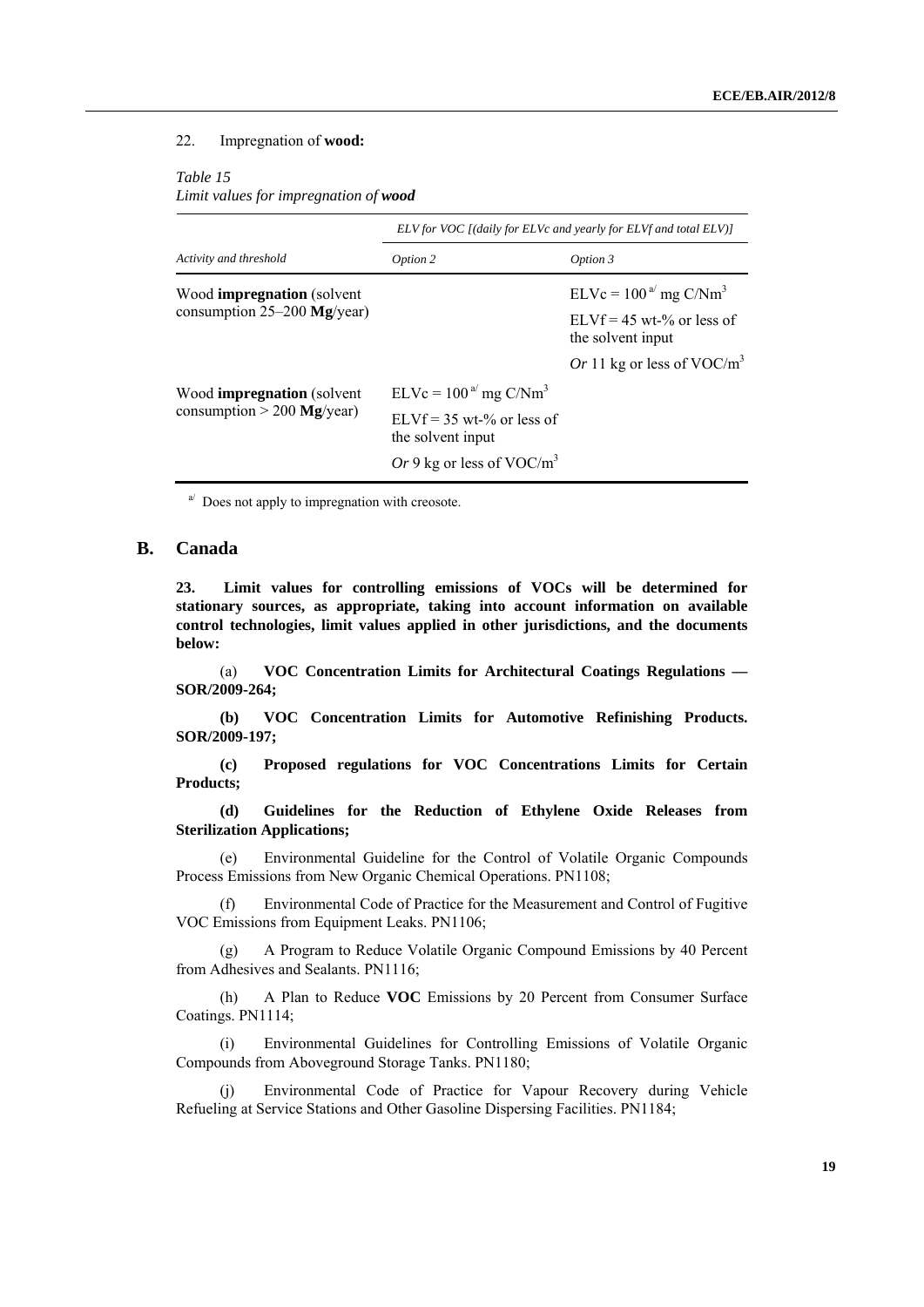22. Impregnation of **wood:**

*Table 15*
*Limit values for impregnation of **wood***

| | *ELV for VOC [(daily for ELVc and yearly for ELVf and total ELV)]* | |
|---|---|---|
| *Activity and threshold* | *Option 2* | *Option 3* |
| Wood **impregnation** (solvent consumption 25–200 **Mg**/year) | | ELVc = 100 [a/] mg C/Nm$^3$<br>ELVf = 45 wt-% or less of the solvent input<br>*Or* 11 kg or less of VOC/m$^3$ |
| Wood **impregnation** (solvent consumption > 200 **Mg**/year) | ELVc = 100 [a/] mg C/Nm$^3$<br>ELVf = 35 wt-% or less of the solvent input<br>*Or* 9 kg or less of VOC/m$^3$ | |

[a/] Does not apply to impregnation with creosote.

## B. Canada

**23. Limit values for controlling emissions of VOCs will be determined for stationary sources, as appropriate, taking into account information on available control technologies, limit values applied in other jurisdictions, and the documents below:**

(a) **VOC Concentration Limits for Architectural Coatings Regulations — SOR/2009-264;**

**(b) VOC Concentration Limits for Automotive Refinishing Products. SOR/2009-197;**

**(c) Proposed regulations for VOC Concentrations Limits for Certain Products;**

**(d) Guidelines for the Reduction of Ethylene Oxide Releases from Sterilization Applications;**

(e) Environmental Guideline for the Control of Volatile Organic Compounds Process Emissions from New Organic Chemical Operations. PN1108;

(f) Environmental Code of Practice for the Measurement and Control of Fugitive VOC Emissions from Equipment Leaks. PN1106;

(g) A Program to Reduce Volatile Organic Compound Emissions by 40 Percent from Adhesives and Sealants. PN1116;

(h) A Plan to Reduce **VOC** Emissions by 20 Percent from Consumer Surface Coatings. PN1114;

(i) Environmental Guidelines for Controlling Emissions of Volatile Organic Compounds from Aboveground Storage Tanks. PN1180;

(j) Environmental Code of Practice for Vapour Recovery during Vehicle Refueling at Service Stations and Other Gasoline Dispersing Facilities. PN1184;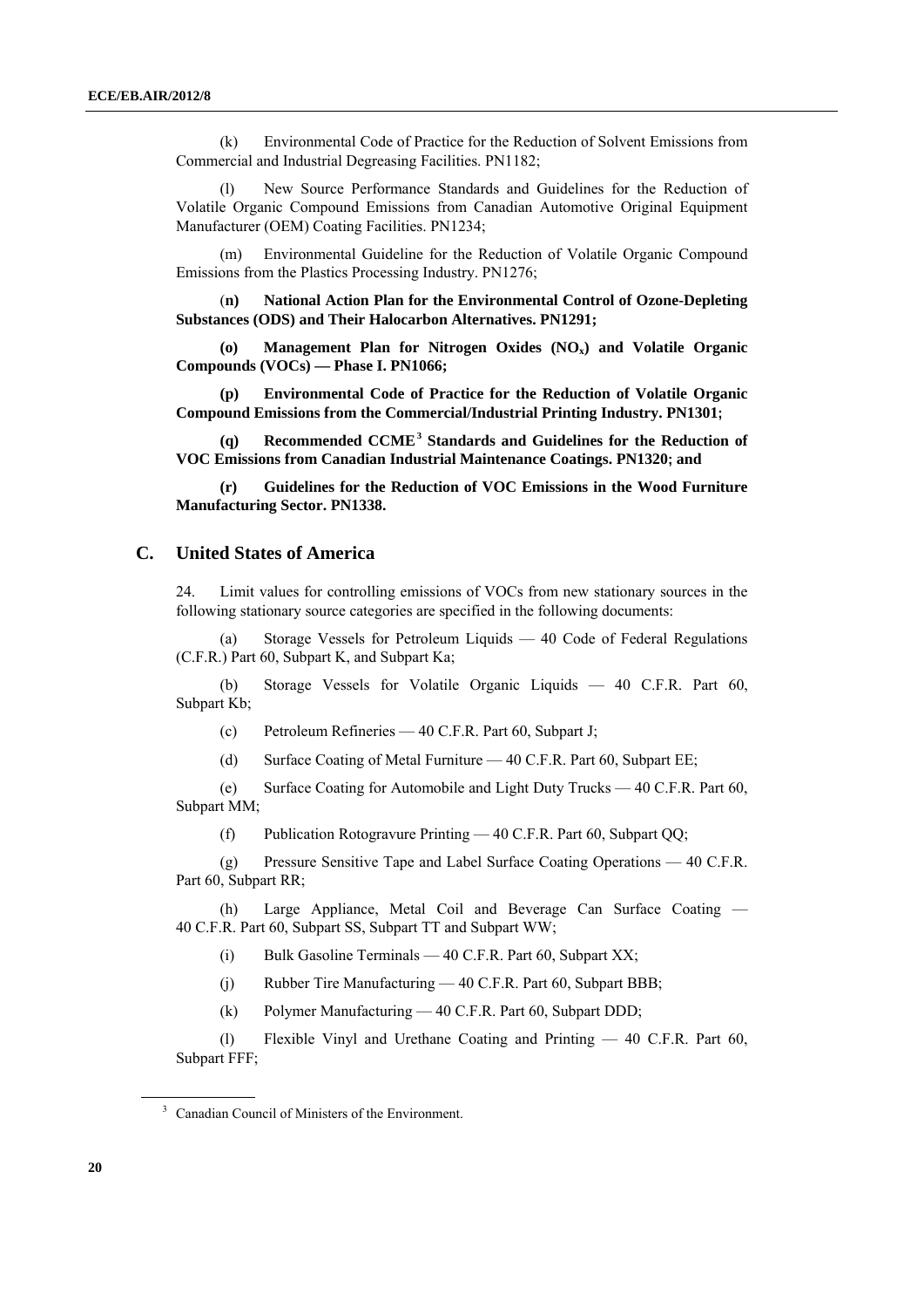(k) Environmental Code of Practice for the Reduction of Solvent Emissions from Commercial and Industrial Degreasing Facilities. PN1182;

(l) New Source Performance Standards and Guidelines for the Reduction of Volatile Organic Compound Emissions from Canadian Automotive Original Equipment Manufacturer (OEM) Coating Facilities. PN1234;

(m) Environmental Guideline for the Reduction of Volatile Organic Compound Emissions from the Plastics Processing Industry. PN1276;

(**n) National Action Plan for the Environmental Control of Ozone-Depleting Substances (ODS) and Their Halocarbon Alternatives. PN1291;**

**(o) Management Plan for Nitrogen Oxides ($NO_x$) and Volatile Organic Compounds (VOCs) — Phase I. PN1066;**

**(p) Environmental Code of Practice for the Reduction of Volatile Organic Compound Emissions from the Commercial/Industrial Printing Industry. PN1301;**

**(q) Recommended CCME[3] Standards and Guidelines for the Reduction of VOC Emissions from Canadian Industrial Maintenance Coatings. PN1320; and**

**(r) Guidelines for the Reduction of VOC Emissions in the Wood Furniture Manufacturing Sector. PN1338.**

## C. United States of America

24. Limit values for controlling emissions of VOCs from new stationary sources in the following stationary source categories are specified in the following documents:

(a) Storage Vessels for Petroleum Liquids — 40 Code of Federal Regulations (C.F.R.) Part 60, Subpart K, and Subpart Ka;

(b) Storage Vessels for Volatile Organic Liquids — 40 C.F.R. Part 60, Subpart Kb;

(c) Petroleum Refineries — 40 C.F.R. Part 60, Subpart J;

(d) Surface Coating of Metal Furniture — 40 C.F.R. Part 60, Subpart EE;

(e) Surface Coating for Automobile and Light Duty Trucks — 40 C.F.R. Part 60, Subpart MM;

(f) Publication Rotogravure Printing — 40 C.F.R. Part 60, Subpart QQ;

(g) Pressure Sensitive Tape and Label Surface Coating Operations — 40 C.F.R. Part 60, Subpart RR;

(h) Large Appliance, Metal Coil and Beverage Can Surface Coating — 40 C.F.R. Part 60, Subpart SS, Subpart TT and Subpart WW;

(i) Bulk Gasoline Terminals — 40 C.F.R. Part 60, Subpart XX;

(j) Rubber Tire Manufacturing — 40 C.F.R. Part 60, Subpart BBB;

(k) Polymer Manufacturing — 40 C.F.R. Part 60, Subpart DDD;

(l) Flexible Vinyl and Urethane Coating and Printing — 40 C.F.R. Part 60, Subpart FFF;

[3] Canadian Council of Ministers of the Environment.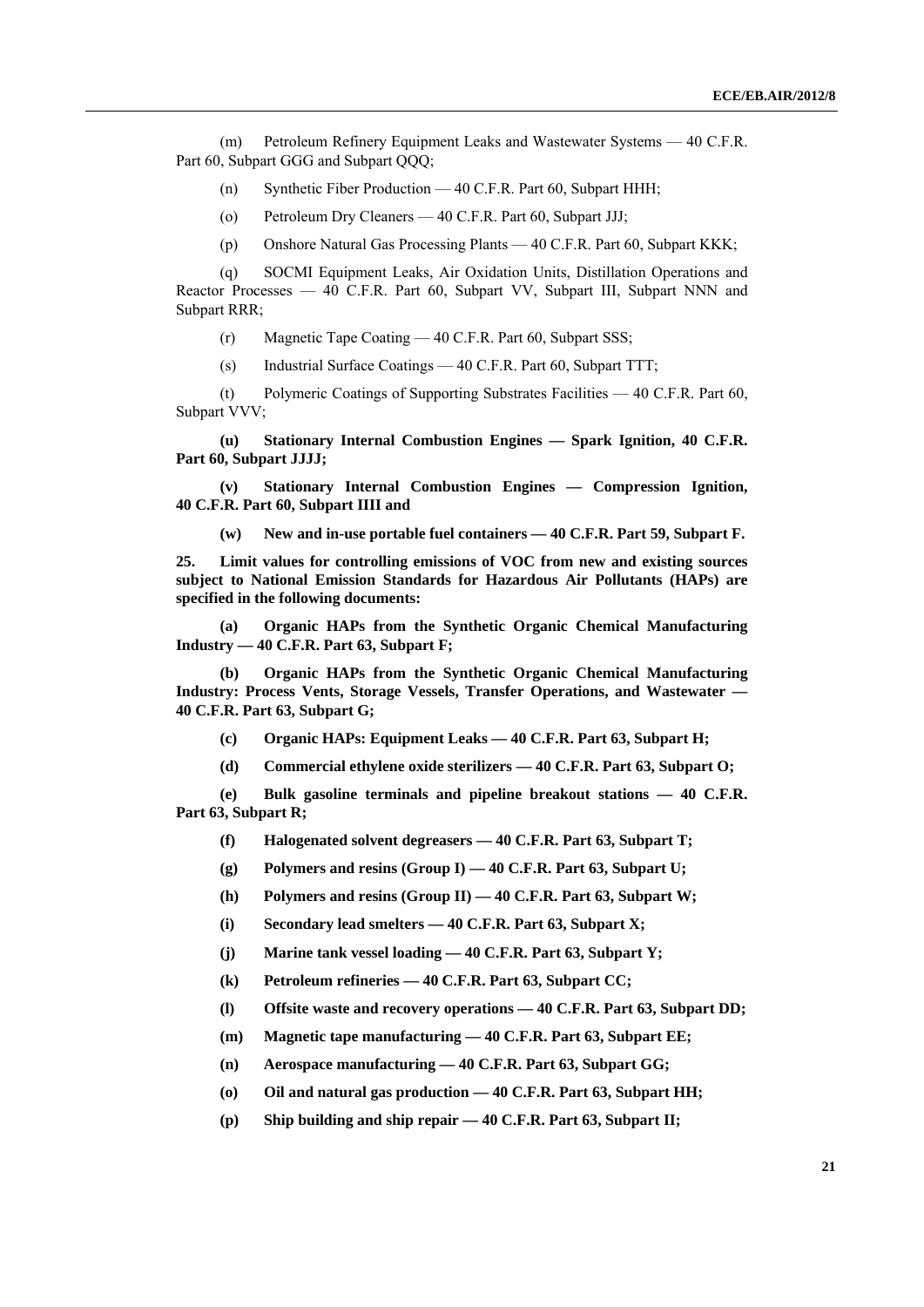(m) Petroleum Refinery Equipment Leaks and Wastewater Systems — 40 C.F.R. Part 60, Subpart GGG and Subpart QQQ;

(n) Synthetic Fiber Production — 40 C.F.R. Part 60, Subpart HHH;

(o) Petroleum Dry Cleaners — 40 C.F.R. Part 60, Subpart JJJ;

(p) Onshore Natural Gas Processing Plants — 40 C.F.R. Part 60, Subpart KKK;

(q) SOCMI Equipment Leaks, Air Oxidation Units, Distillation Operations and Reactor Processes — 40 C.F.R. Part 60, Subpart VV, Subpart III, Subpart NNN and Subpart RRR;

(r) Magnetic Tape Coating — 40 C.F.R. Part 60, Subpart SSS;

(s) Industrial Surface Coatings — 40 C.F.R. Part 60, Subpart TTT;

(t) Polymeric Coatings of Supporting Substrates Facilities — 40 C.F.R. Part 60, Subpart VVV;

**(u) Stationary Internal Combustion Engines — Spark Ignition, 40 C.F.R. Part 60, Subpart JJJJ;**

**(v) Stationary Internal Combustion Engines — Compression Ignition, 40 C.F.R. Part 60, Subpart IIII and**

**(w) New and in-use portable fuel containers — 40 C.F.R. Part 59, Subpart F.**

**25. Limit values for controlling emissions of VOC from new and existing sources subject to National Emission Standards for Hazardous Air Pollutants (HAPs) are specified in the following documents:**

**(a) Organic HAPs from the Synthetic Organic Chemical Manufacturing Industry — 40 C.F.R. Part 63, Subpart F;**

**(b) Organic HAPs from the Synthetic Organic Chemical Manufacturing Industry: Process Vents, Storage Vessels, Transfer Operations, and Wastewater — 40 C.F.R. Part 63, Subpart G;**

**(c) Organic HAPs: Equipment Leaks — 40 C.F.R. Part 63, Subpart H;**

**(d) Commercial ethylene oxide sterilizers — 40 C.F.R. Part 63, Subpart O;**

**(e) Bulk gasoline terminals and pipeline breakout stations — 40 C.F.R. Part 63, Subpart R;**

**(f) Halogenated solvent degreasers — 40 C.F.R. Part 63, Subpart T;**

**(g) Polymers and resins (Group I) — 40 C.F.R. Part 63, Subpart U;**

**(h) Polymers and resins (Group II) — 40 C.F.R. Part 63, Subpart W;**

**(i) Secondary lead smelters — 40 C.F.R. Part 63, Subpart X;**

**(j) Marine tank vessel loading — 40 C.F.R. Part 63, Subpart Y;**

**(k) Petroleum refineries — 40 C.F.R. Part 63, Subpart CC;**

**(l) Offsite waste and recovery operations — 40 C.F.R. Part 63, Subpart DD;**

**(m) Magnetic tape manufacturing — 40 C.F.R. Part 63, Subpart EE;**

**(n) Aerospace manufacturing — 40 C.F.R. Part 63, Subpart GG;**

**(o) Oil and natural gas production — 40 C.F.R. Part 63, Subpart HH;**

**(p) Ship building and ship repair — 40 C.F.R. Part 63, Subpart II;**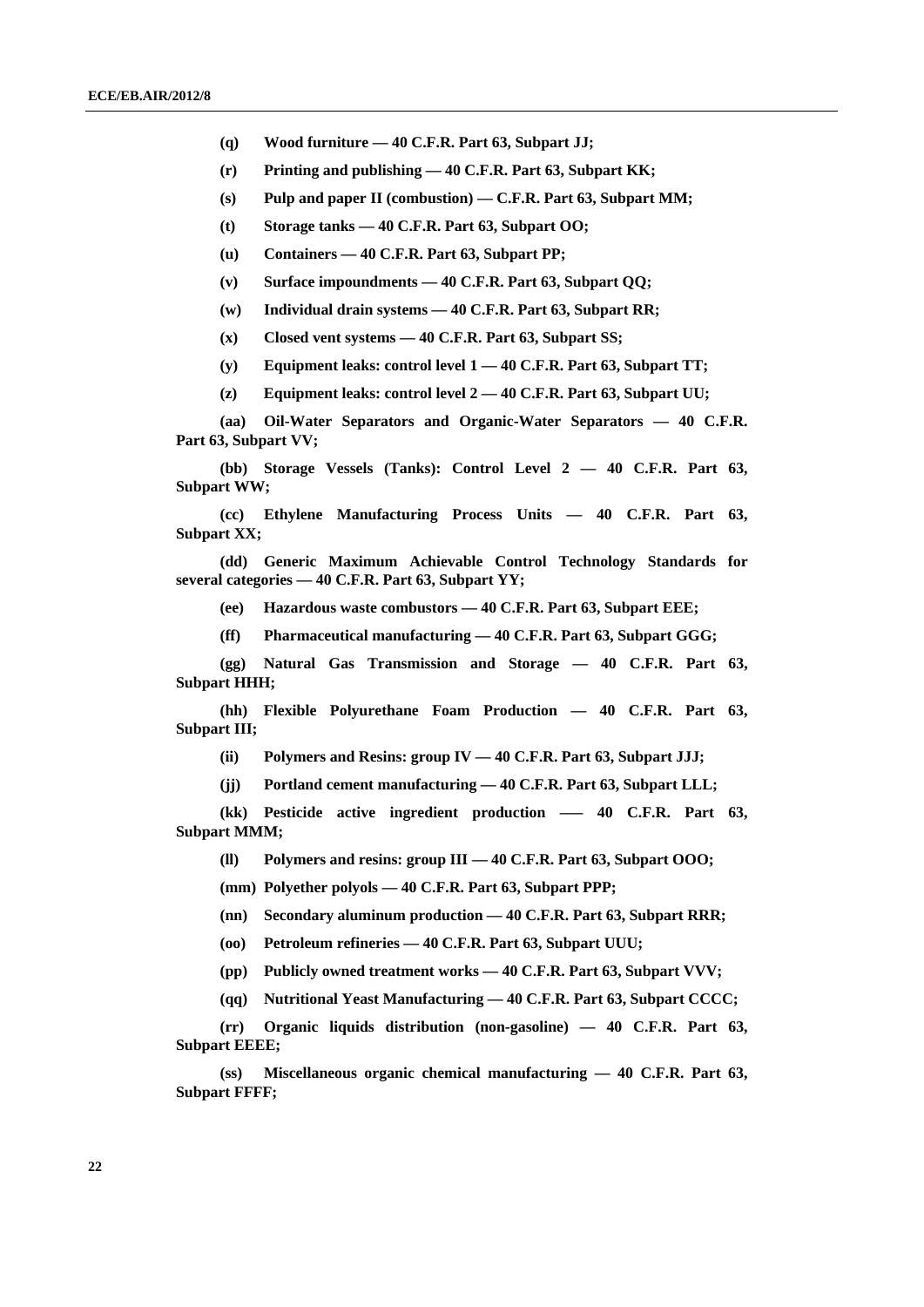**(q) Wood furniture — 40 C.F.R. Part 63, Subpart JJ;**

**(r) Printing and publishing — 40 C.F.R. Part 63, Subpart KK;**

**(s) Pulp and paper II (combustion) — C.F.R. Part 63, Subpart MM;**

**(t) Storage tanks — 40 C.F.R. Part 63, Subpart OO;**

**(u) Containers — 40 C.F.R. Part 63, Subpart PP;**

**(v) Surface impoundments — 40 C.F.R. Part 63, Subpart QQ;**

**(w) Individual drain systems — 40 C.F.R. Part 63, Subpart RR;**

**(x) Closed vent systems — 40 C.F.R. Part 63, Subpart SS;**

**(y) Equipment leaks: control level 1 — 40 C.F.R. Part 63, Subpart TT;**

**(z) Equipment leaks: control level 2 — 40 C.F.R. Part 63, Subpart UU;**

**(aa) Oil-Water Separators and Organic-Water Separators — 40 C.F.R. Part 63, Subpart VV;**

**(bb) Storage Vessels (Tanks): Control Level 2 — 40 C.F.R. Part 63, Subpart WW;**

**(cc) Ethylene Manufacturing Process Units — 40 C.F.R. Part 63, Subpart XX;**

**(dd) Generic Maximum Achievable Control Technology Standards for several categories — 40 C.F.R. Part 63, Subpart YY;**

**(ee) Hazardous waste combustors — 40 C.F.R. Part 63, Subpart EEE;**

**(ff) Pharmaceutical manufacturing — 40 C.F.R. Part 63, Subpart GGG;**

**(gg) Natural Gas Transmission and Storage — 40 C.F.R. Part 63, Subpart HHH;**

**(hh) Flexible Polyurethane Foam Production — 40 C.F.R. Part 63, Subpart III;**

**(ii) Polymers and Resins: group IV — 40 C.F.R. Part 63, Subpart JJJ;**

**(jj) Portland cement manufacturing — 40 C.F.R. Part 63, Subpart LLL;**

**(kk) Pesticide active ingredient production —– 40 C.F.R. Part 63, Subpart MMM;**

**(ll) Polymers and resins: group III — 40 C.F.R. Part 63, Subpart OOO;**

**(mm) Polyether polyols — 40 C.F.R. Part 63, Subpart PPP;**

**(nn) Secondary aluminum production — 40 C.F.R. Part 63, Subpart RRR;**

**(oo) Petroleum refineries — 40 C.F.R. Part 63, Subpart UUU;**

**(pp) Publicly owned treatment works — 40 C.F.R. Part 63, Subpart VVV;**

**(qq) Nutritional Yeast Manufacturing — 40 C.F.R. Part 63, Subpart CCCC;**

**(rr) Organic liquids distribution (non-gasoline) — 40 C.F.R. Part 63, Subpart EEEE;**

**(ss) Miscellaneous organic chemical manufacturing — 40 C.F.R. Part 63, Subpart FFFF;**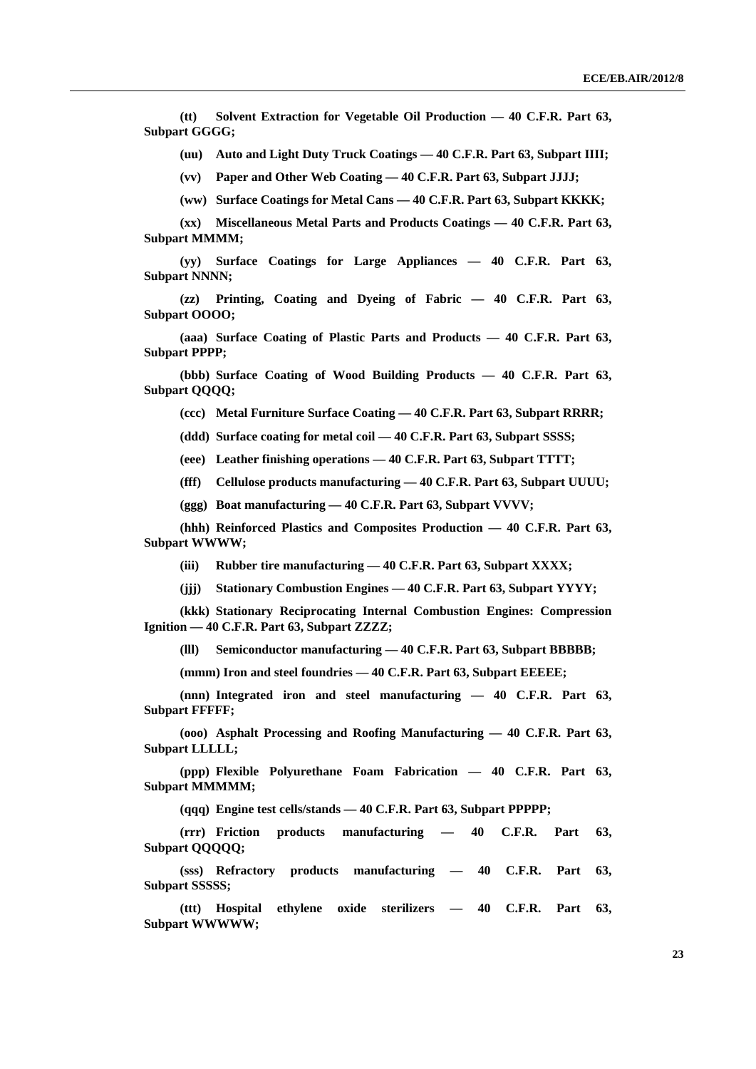**(tt) Solvent Extraction for Vegetable Oil Production — 40 C.F.R. Part 63, Subpart GGGG;**

**(uu) Auto and Light Duty Truck Coatings — 40 C.F.R. Part 63, Subpart IIII;**

**(vv) Paper and Other Web Coating — 40 C.F.R. Part 63, Subpart JJJJ;**

**(ww) Surface Coatings for Metal Cans — 40 C.F.R. Part 63, Subpart KKKK;**

**(xx) Miscellaneous Metal Parts and Products Coatings — 40 C.F.R. Part 63, Subpart MMMM;**

**(yy) Surface Coatings for Large Appliances — 40 C.F.R. Part 63, Subpart NNNN;**

**(zz) Printing, Coating and Dyeing of Fabric — 40 C.F.R. Part 63, Subpart OOOO;**

**(aaa) Surface Coating of Plastic Parts and Products — 40 C.F.R. Part 63, Subpart PPPP;**

**(bbb) Surface Coating of Wood Building Products — 40 C.F.R. Part 63, Subpart QQQQ;**

**(ccc) Metal Furniture Surface Coating — 40 C.F.R. Part 63, Subpart RRRR;**

**(ddd) Surface coating for metal coil — 40 C.F.R. Part 63, Subpart SSSS;**

**(eee) Leather finishing operations — 40 C.F.R. Part 63, Subpart TTTT;**

**(fff) Cellulose products manufacturing — 40 C.F.R. Part 63, Subpart UUUU;**

**(ggg) Boat manufacturing — 40 C.F.R. Part 63, Subpart VVVV;**

**(hhh) Reinforced Plastics and Composites Production — 40 C.F.R. Part 63, Subpart WWWW;**

**(iii) Rubber tire manufacturing — 40 C.F.R. Part 63, Subpart XXXX;**

**(jjj) Stationary Combustion Engines — 40 C.F.R. Part 63, Subpart YYYY;**

**(kkk) Stationary Reciprocating Internal Combustion Engines: Compression Ignition — 40 C.F.R. Part 63, Subpart ZZZZ;**

**(lll) Semiconductor manufacturing — 40 C.F.R. Part 63, Subpart BBBBB;**

**(mmm) Iron and steel foundries — 40 C.F.R. Part 63, Subpart EEEEE;**

**(nnn) Integrated iron and steel manufacturing — 40 C.F.R. Part 63, Subpart FFFFF;**

**(ooo) Asphalt Processing and Roofing Manufacturing — 40 C.F.R. Part 63, Subpart LLLLL;**

**(ppp) Flexible Polyurethane Foam Fabrication — 40 C.F.R. Part 63, Subpart MMMMM;**

**(qqq) Engine test cells/stands — 40 C.F.R. Part 63, Subpart PPPPP;**

**(rrr) Friction products manufacturing — 40 C.F.R. Part 63, Subpart QQQQQ;**

**(sss) Refractory products manufacturing — 40 C.F.R. Part 63, Subpart SSSSS;**

**(ttt) Hospital ethylene oxide sterilizers — 40 C.F.R. Part 63, Subpart WWWWW;**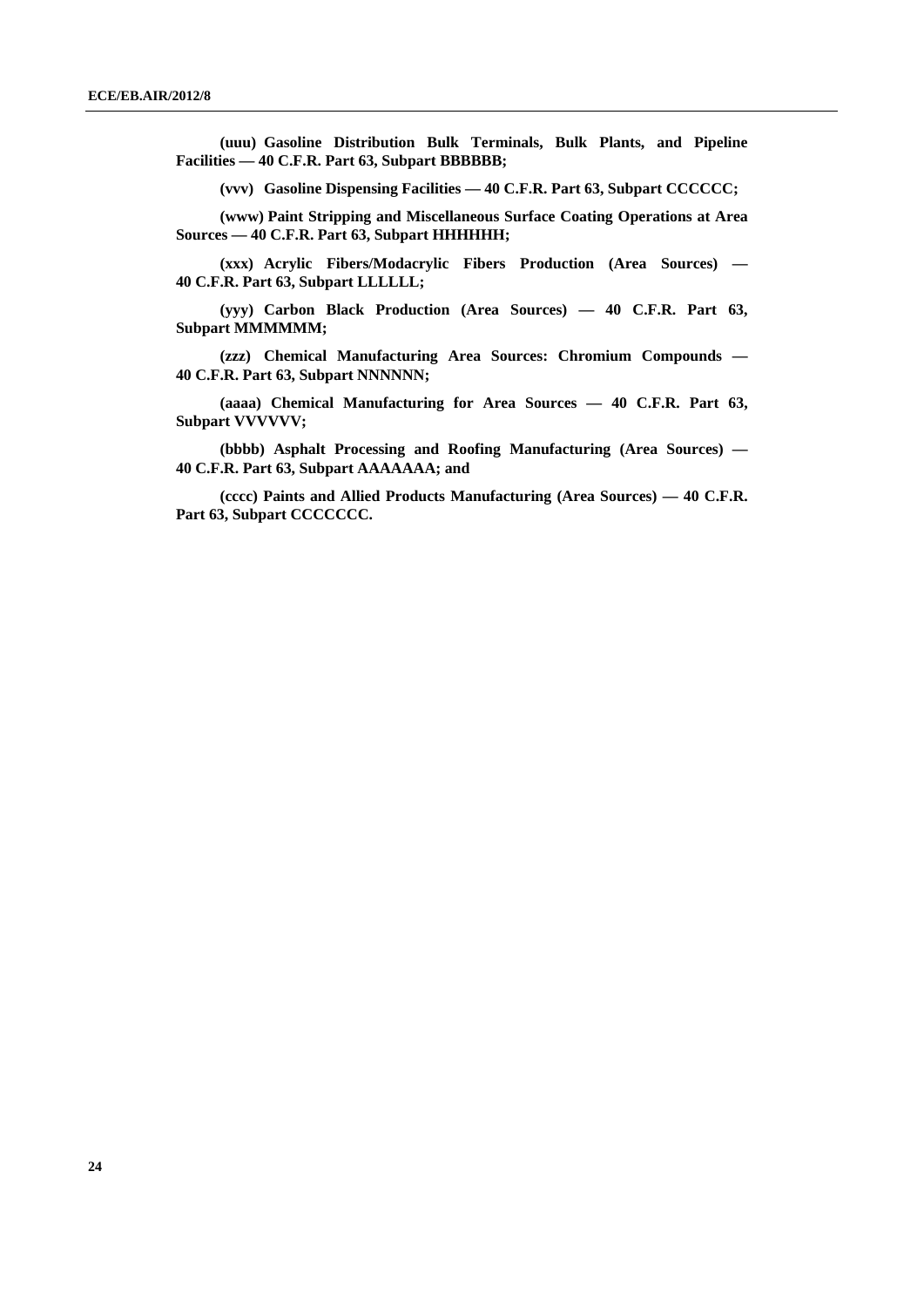**(uuu) Gasoline Distribution Bulk Terminals, Bulk Plants, and Pipeline Facilities — 40 C.F.R. Part 63, Subpart BBBBBB;**

**(vvv) Gasoline Dispensing Facilities — 40 C.F.R. Part 63, Subpart CCCCCC;**

**(www) Paint Stripping and Miscellaneous Surface Coating Operations at Area Sources — 40 C.F.R. Part 63, Subpart HHHHHH;**

**(xxx) Acrylic Fibers/Modacrylic Fibers Production (Area Sources) — 40 C.F.R. Part 63, Subpart LLLLLL;**

**(yyy) Carbon Black Production (Area Sources) — 40 C.F.R. Part 63, Subpart MMMMMM;**

**(zzz) Chemical Manufacturing Area Sources: Chromium Compounds — 40 C.F.R. Part 63, Subpart NNNNNN;**

**(aaaa) Chemical Manufacturing for Area Sources — 40 C.F.R. Part 63, Subpart VVVVVV;**

**(bbbb) Asphalt Processing and Roofing Manufacturing (Area Sources) — 40 C.F.R. Part 63, Subpart AAAAAAA; and**

**(cccc) Paints and Allied Products Manufacturing (Area Sources) — 40 C.F.R. Part 63, Subpart CCCCCCC.**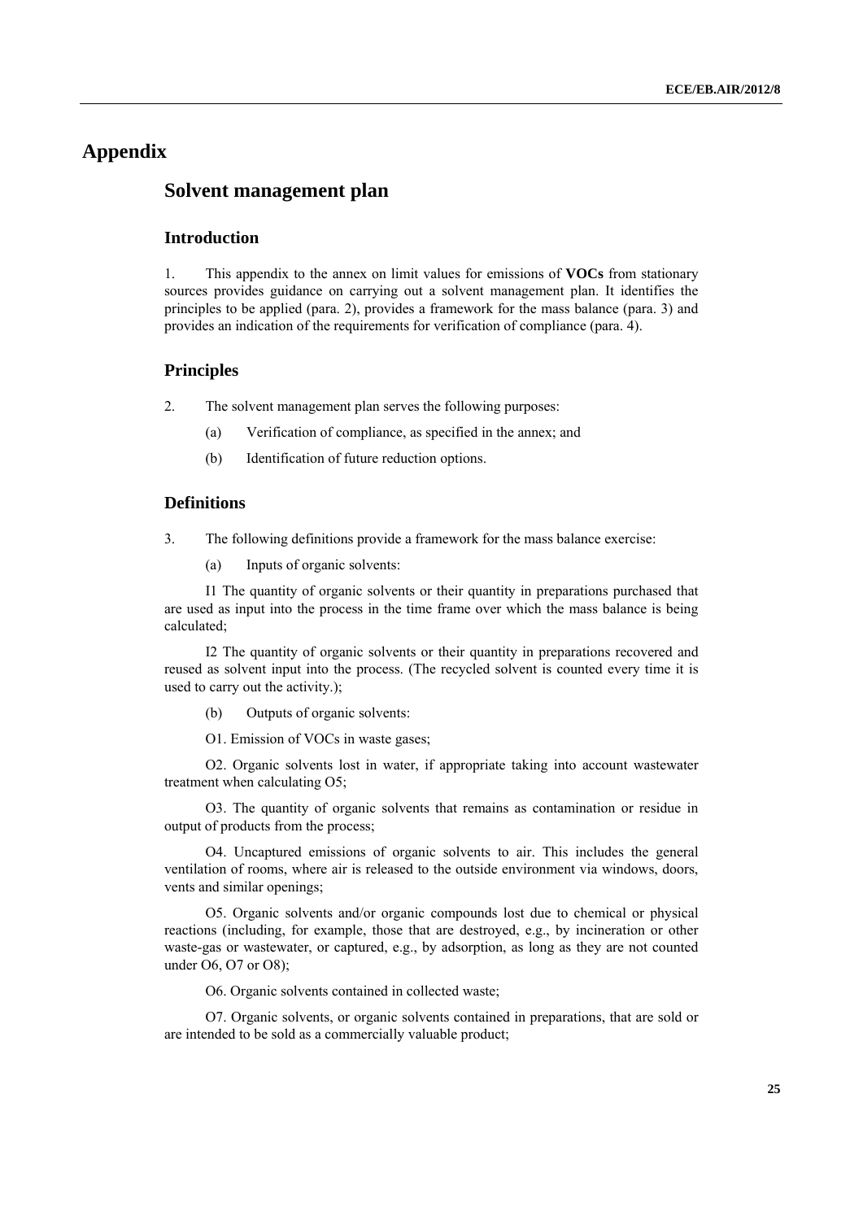# Appendix

## Solvent management plan

### Introduction

1. This appendix to the annex on limit values for emissions of **VOCs** from stationary sources provides guidance on carrying out a solvent management plan. It identifies the principles to be applied (para. 2), provides a framework for the mass balance (para. 3) and provides an indication of the requirements for verification of compliance (para. 4).

### Principles

2. The solvent management plan serves the following purposes:

   (a) Verification of compliance, as specified in the annex; and

   (b) Identification of future reduction options.

### Definitions

3. The following definitions provide a framework for the mass balance exercise:

   (a) Inputs of organic solvents:

I1 The quantity of organic solvents or their quantity in preparations purchased that are used as input into the process in the time frame over which the mass balance is being calculated;

I2 The quantity of organic solvents or their quantity in preparations recovered and reused as solvent input into the process. (The recycled solvent is counted every time it is used to carry out the activity.);

   (b) Outputs of organic solvents:

O1. Emission of VOCs in waste gases;

O2. Organic solvents lost in water, if appropriate taking into account wastewater treatment when calculating O5;

O3. The quantity of organic solvents that remains as contamination or residue in output of products from the process;

O4. Uncaptured emissions of organic solvents to air. This includes the general ventilation of rooms, where air is released to the outside environment via windows, doors, vents and similar openings;

O5. Organic solvents and/or organic compounds lost due to chemical or physical reactions (including, for example, those that are destroyed, e.g., by incineration or other waste-gas or wastewater, or captured, e.g., by adsorption, as long as they are not counted under O6, O7 or O8);

O6. Organic solvents contained in collected waste;

O7. Organic solvents, or organic solvents contained in preparations, that are sold or are intended to be sold as a commercially valuable product;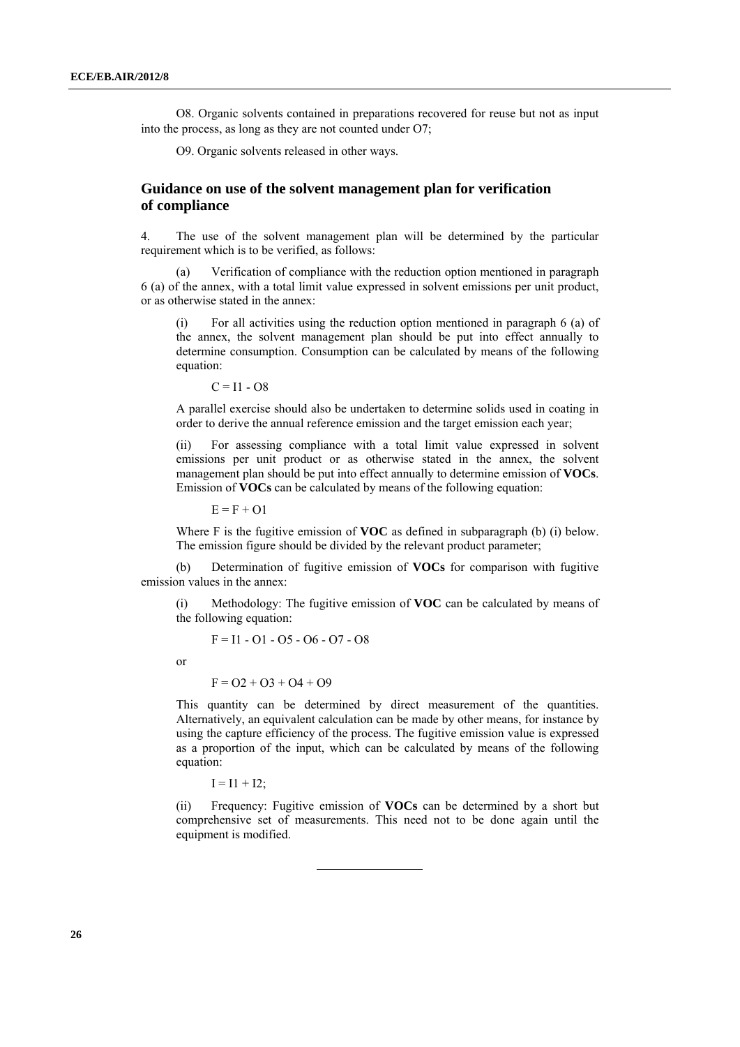O8. Organic solvents contained in preparations recovered for reuse but not as input into the process, as long as they are not counted under O7;

O9. Organic solvents released in other ways.

## Guidance on use of the solvent management plan for verification of compliance

4. The use of the solvent management plan will be determined by the particular requirement which is to be verified, as follows:

(a) Verification of compliance with the reduction option mentioned in paragraph 6 (a) of the annex, with a total limit value expressed in solvent emissions per unit product, or as otherwise stated in the annex:

(i) For all activities using the reduction option mentioned in paragraph 6 (a) of the annex, the solvent management plan should be put into effect annually to determine consumption. Consumption can be calculated by means of the following equation:

$$C = I1 - O8$$

A parallel exercise should also be undertaken to determine solids used in coating in order to derive the annual reference emission and the target emission each year;

(ii) For assessing compliance with a total limit value expressed in solvent emissions per unit product or as otherwise stated in the annex, the solvent management plan should be put into effect annually to determine emission of **VOCs**. Emission of **VOCs** can be calculated by means of the following equation:

$$E = F + O1$$

Where F is the fugitive emission of **VOC** as defined in subparagraph (b) (i) below. The emission figure should be divided by the relevant product parameter;

(b) Determination of fugitive emission of **VOCs** for comparison with fugitive emission values in the annex:

(i) Methodology: The fugitive emission of **VOC** can be calculated by means of the following equation:

$$F = I1 - O1 - O5 - O6 - O7 - O8$$

or

$$F = O2 + O3 + O4 + O9$$

This quantity can be determined by direct measurement of the quantities. Alternatively, an equivalent calculation can be made by other means, for instance by using the capture efficiency of the process. The fugitive emission value is expressed as a proportion of the input, which can be calculated by means of the following equation:

$$I = I1 + I2;$$

(ii) Frequency: Fugitive emission of **VOCs** can be determined by a short but comprehensive set of measurements. This need not to be done again until the equipment is modified.